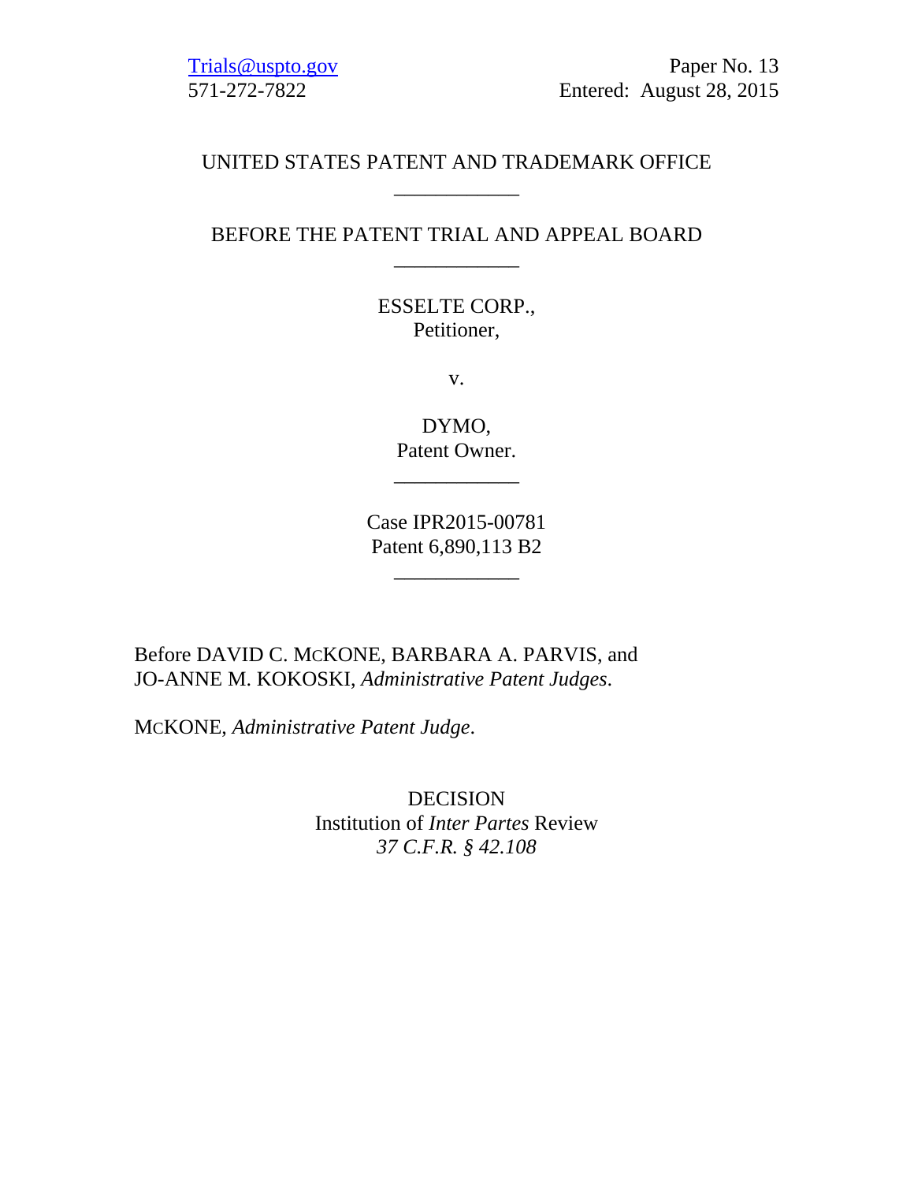Trials@uspto.gov
571-272-7822

Paper No. 13
Entered: August 28, 2015

UNITED STATES PATENT AND TRADEMARK OFFICE

---

BEFORE THE PATENT TRIAL AND APPEAL BOARD

---

ESSELTE CORP.,
Petitioner,

v.

DYMO,
Patent Owner.

---

Case IPR2015-00781
Patent 6,890,113 B2

---

Before DAVID C. MCKONE, BARBARA A. PARVIS, and JO-ANNE M. KOKOSKI, *Administrative Patent Judges*.

MCKONE, *Administrative Patent Judge*.

DECISION
Institution of *Inter Partes* Review
*37 C.F.R. § 42.108*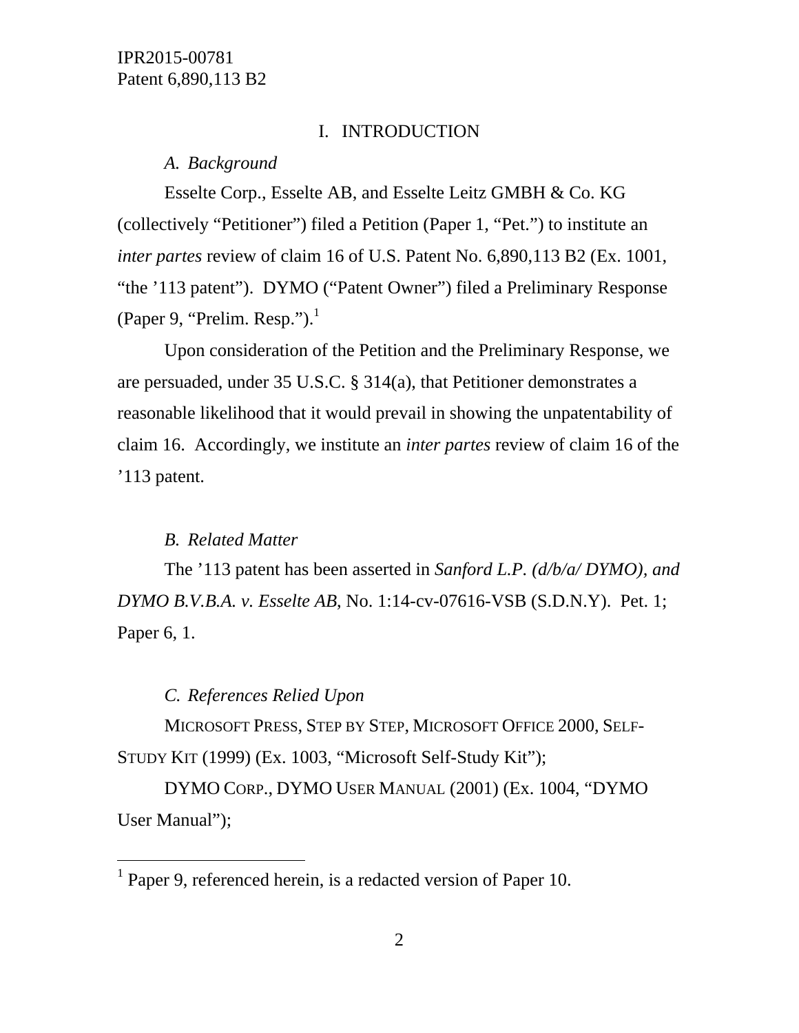## I. INTRODUCTION

### *A. Background*

Esselte Corp., Esselte AB, and Esselte Leitz GMBH & Co. KG (collectively "Petitioner") filed a Petition (Paper 1, "Pet.") to institute an *inter partes* review of claim 16 of U.S. Patent No. 6,890,113 B2 (Ex. 1001, "the '113 patent"). DYMO ("Patent Owner") filed a Preliminary Response (Paper 9, "Prelim. Resp.").[1]

Upon consideration of the Petition and the Preliminary Response, we are persuaded, under 35 U.S.C. § 314(a), that Petitioner demonstrates a reasonable likelihood that it would prevail in showing the unpatentability of claim 16. Accordingly, we institute an *inter partes* review of claim 16 of the '113 patent.

### *B. Related Matter*

The '113 patent has been asserted in *Sanford L.P. (d/b/a/ DYMO), and DYMO B.V.B.A. v. Esselte AB*, No. 1:14-cv-07616-VSB (S.D.N.Y). Pet. 1; Paper 6, 1.

### *C. References Relied Upon*

MICROSOFT PRESS, STEP BY STEP, MICROSOFT OFFICE 2000, SELF-STUDY KIT (1999) (Ex. 1003, "Microsoft Self-Study Kit");

DYMO CORP., DYMO USER MANUAL (2001) (Ex. 1004, "DYMO User Manual");

---

[1] Paper 9, referenced herein, is a redacted version of Paper 10.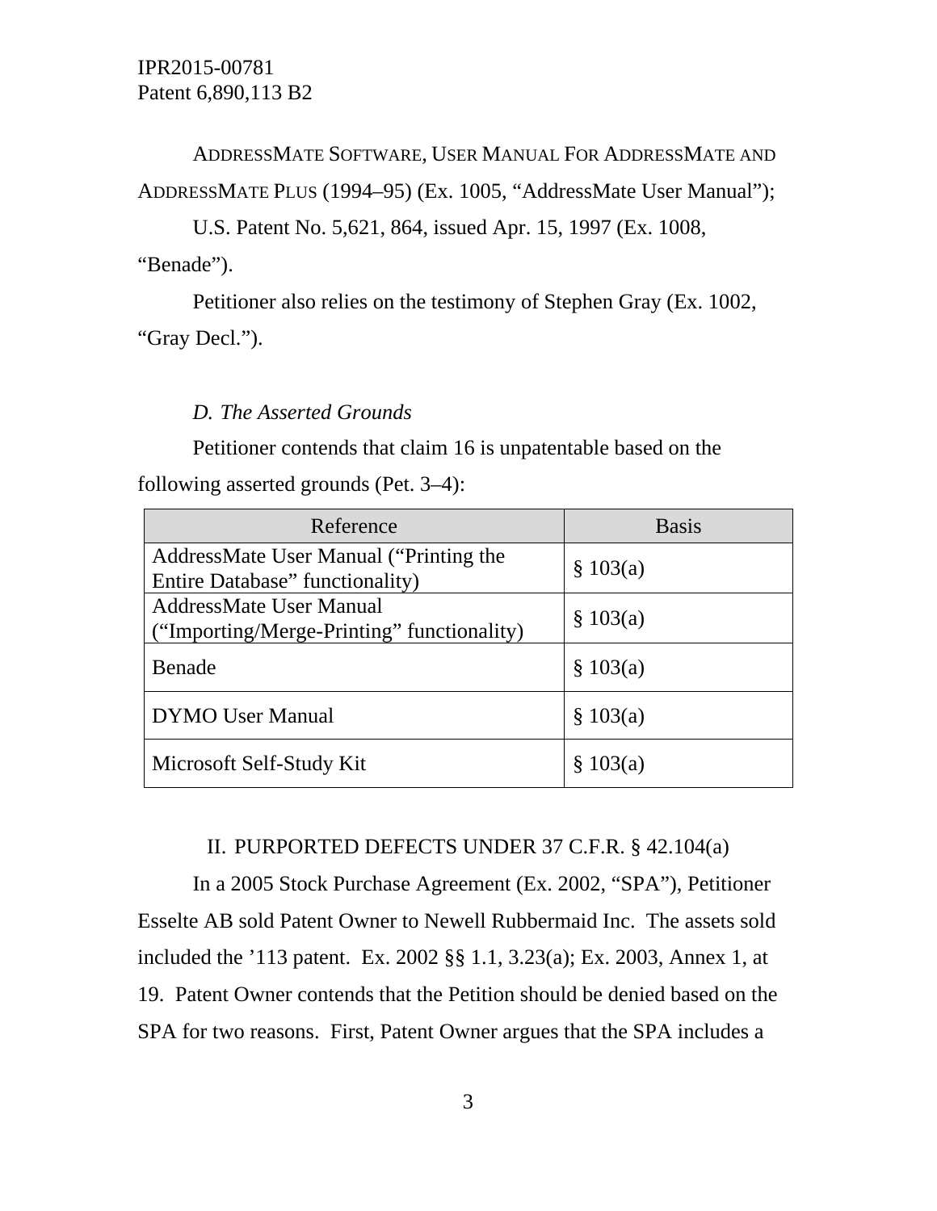ADDRESSMATE SOFTWARE, USER MANUAL FOR ADDRESSMATE AND ADDRESSMATE PLUS (1994–95) (Ex. 1005, "AddressMate User Manual");

U.S. Patent No. 5,621, 864, issued Apr. 15, 1997 (Ex. 1008, "Benade").

Petitioner also relies on the testimony of Stephen Gray (Ex. 1002, "Gray Decl.").

### *D. The Asserted Grounds*

Petitioner contends that claim 16 is unpatentable based on the following asserted grounds (Pet. 3–4):

| Reference | Basis |
|---|---|
| AddressMate User Manual ("Printing the Entire Database" functionality) | § 103(a) |
| AddressMate User Manual ("Importing/Merge-Printing" functionality) | § 103(a) |
| Benade | § 103(a) |
| DYMO User Manual | § 103(a) |
| Microsoft Self-Study Kit | § 103(a) |

## II. PURPORTED DEFECTS UNDER 37 C.F.R. § 42.104(a)

In a 2005 Stock Purchase Agreement (Ex. 2002, "SPA"), Petitioner Esselte AB sold Patent Owner to Newell Rubbermaid Inc. The assets sold included the '113 patent. Ex. 2002 §§ 1.1, 3.23(a); Ex. 2003, Annex 1, at 19. Patent Owner contends that the Petition should be denied based on the SPA for two reasons. First, Patent Owner argues that the SPA includes a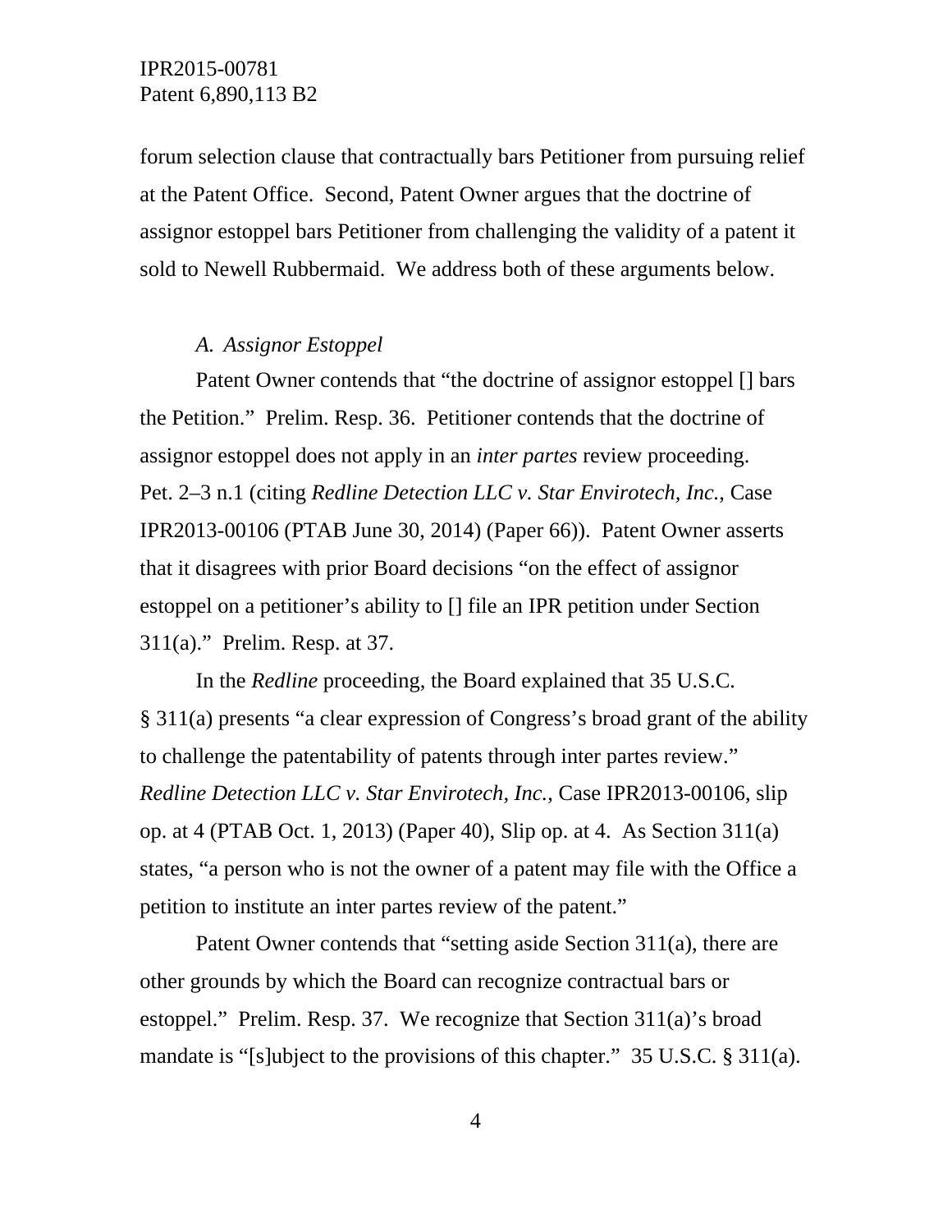forum selection clause that contractually bars Petitioner from pursuing relief at the Patent Office. Second, Patent Owner argues that the doctrine of assignor estoppel bars Petitioner from challenging the validity of a patent it sold to Newell Rubbermaid. We address both of these arguments below.

### *A. Assignor Estoppel*

Patent Owner contends that "the doctrine of assignor estoppel [] bars the Petition." Prelim. Resp. 36. Petitioner contends that the doctrine of assignor estoppel does not apply in an *inter partes* review proceeding. Pet. 2–3 n.1 (citing *Redline Detection LLC v. Star Envirotech, Inc.*, Case IPR2013-00106 (PTAB June 30, 2014) (Paper 66)). Patent Owner asserts that it disagrees with prior Board decisions "on the effect of assignor estoppel on a petitioner's ability to [] file an IPR petition under Section 311(a)." Prelim. Resp. at 37.

In the *Redline* proceeding, the Board explained that 35 U.S.C. § 311(a) presents "a clear expression of Congress's broad grant of the ability to challenge the patentability of patents through inter partes review." *Redline Detection LLC v. Star Envirotech, Inc.*, Case IPR2013-00106, slip op. at 4 (PTAB Oct. 1, 2013) (Paper 40), Slip op. at 4. As Section 311(a) states, "a person who is not the owner of a patent may file with the Office a petition to institute an inter partes review of the patent."

Patent Owner contends that "setting aside Section 311(a), there are other grounds by which the Board can recognize contractual bars or estoppel." Prelim. Resp. 37. We recognize that Section 311(a)'s broad mandate is "[s]ubject to the provisions of this chapter." 35 U.S.C. § 311(a).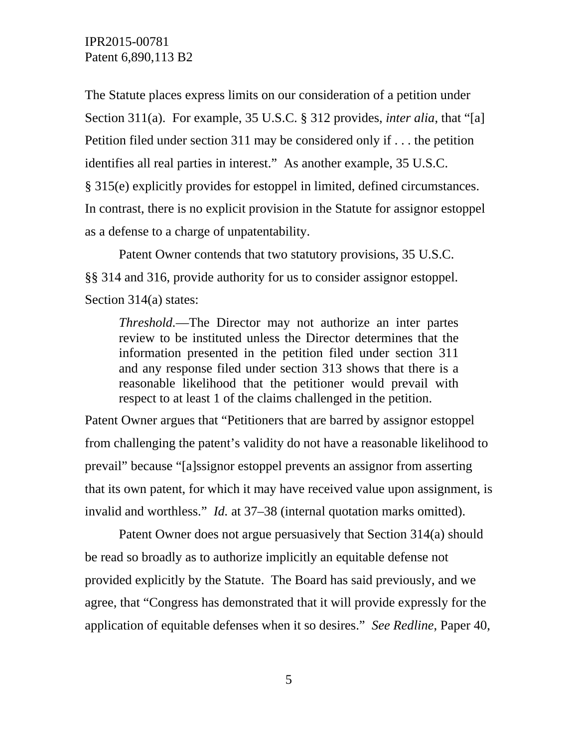The Statute places express limits on our consideration of a petition under Section 311(a). For example, 35 U.S.C. § 312 provides, *inter alia*, that "[a] Petition filed under section 311 may be considered only if . . . the petition identifies all real parties in interest." As another example, 35 U.S.C. § 315(e) explicitly provides for estoppel in limited, defined circumstances. In contrast, there is no explicit provision in the Statute for assignor estoppel as a defense to a charge of unpatentability.

Patent Owner contends that two statutory provisions, 35 U.S.C. §§ 314 and 316, provide authority for us to consider assignor estoppel. Section 314(a) states:

> *Threshold.*—The Director may not authorize an inter partes review to be instituted unless the Director determines that the information presented in the petition filed under section 311 and any response filed under section 313 shows that there is a reasonable likelihood that the petitioner would prevail with respect to at least 1 of the claims challenged in the petition.

Patent Owner argues that "Petitioners that are barred by assignor estoppel from challenging the patent's validity do not have a reasonable likelihood to prevail" because "[a]ssignor estoppel prevents an assignor from asserting that its own patent, for which it may have received value upon assignment, is invalid and worthless." *Id.* at 37–38 (internal quotation marks omitted).

Patent Owner does not argue persuasively that Section 314(a) should be read so broadly as to authorize implicitly an equitable defense not provided explicitly by the Statute. The Board has said previously, and we agree, that "Congress has demonstrated that it will provide expressly for the application of equitable defenses when it so desires." *See Redline*, Paper 40,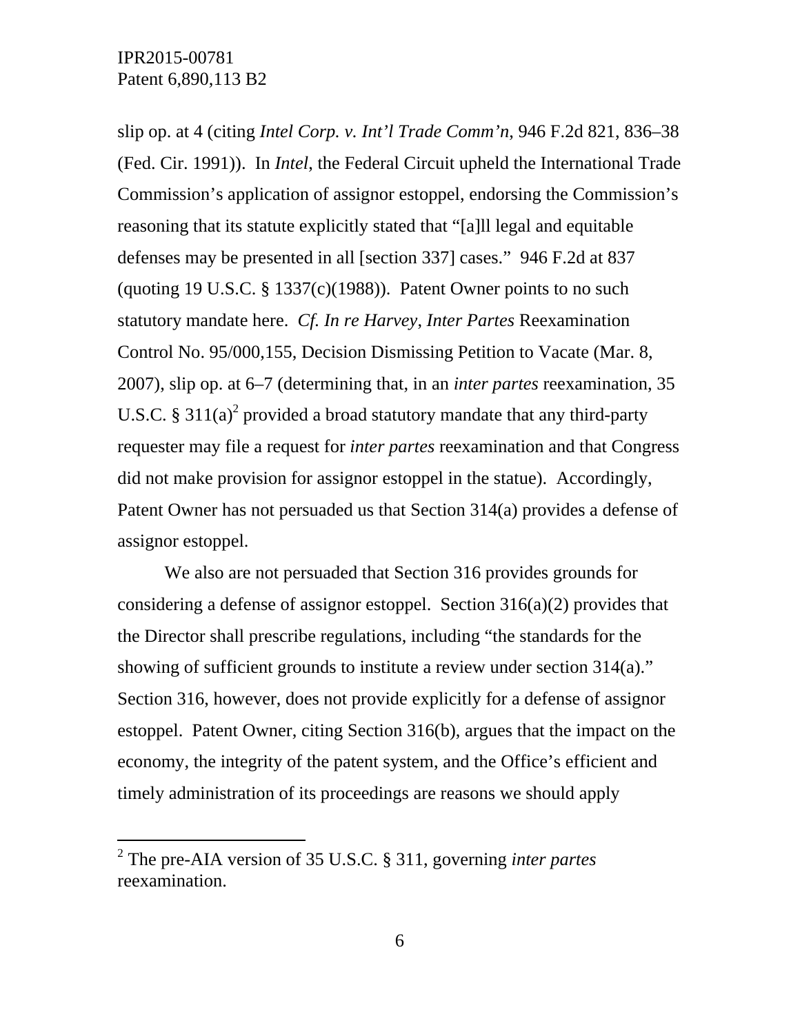slip op. at 4 (citing *Intel Corp. v. Int'l Trade Comm'n*, 946 F.2d 821, 836–38 (Fed. Cir. 1991)). In *Intel*, the Federal Circuit upheld the International Trade Commission's application of assignor estoppel, endorsing the Commission's reasoning that its statute explicitly stated that "[a]ll legal and equitable defenses may be presented in all [section 337] cases." 946 F.2d at 837 (quoting 19 U.S.C. § 1337(c)(1988)). Patent Owner points to no such statutory mandate here. *Cf. In re Harvey*, *Inter Partes* Reexamination Control No. 95/000,155, Decision Dismissing Petition to Vacate (Mar. 8, 2007), slip op. at 6–7 (determining that, in an *inter partes* reexamination, 35 U.S.C. § 311(a)[2] provided a broad statutory mandate that any third-party requester may file a request for *inter partes* reexamination and that Congress did not make provision for assignor estoppel in the statue). Accordingly, Patent Owner has not persuaded us that Section 314(a) provides a defense of assignor estoppel.

We also are not persuaded that Section 316 provides grounds for considering a defense of assignor estoppel. Section 316(a)(2) provides that the Director shall prescribe regulations, including "the standards for the showing of sufficient grounds to institute a review under section 314(a)." Section 316, however, does not provide explicitly for a defense of assignor estoppel. Patent Owner, citing Section 316(b), argues that the impact on the economy, the integrity of the patent system, and the Office's efficient and timely administration of its proceedings are reasons we should apply

---

[2] The pre-AIA version of 35 U.S.C. § 311, governing *inter partes* reexamination.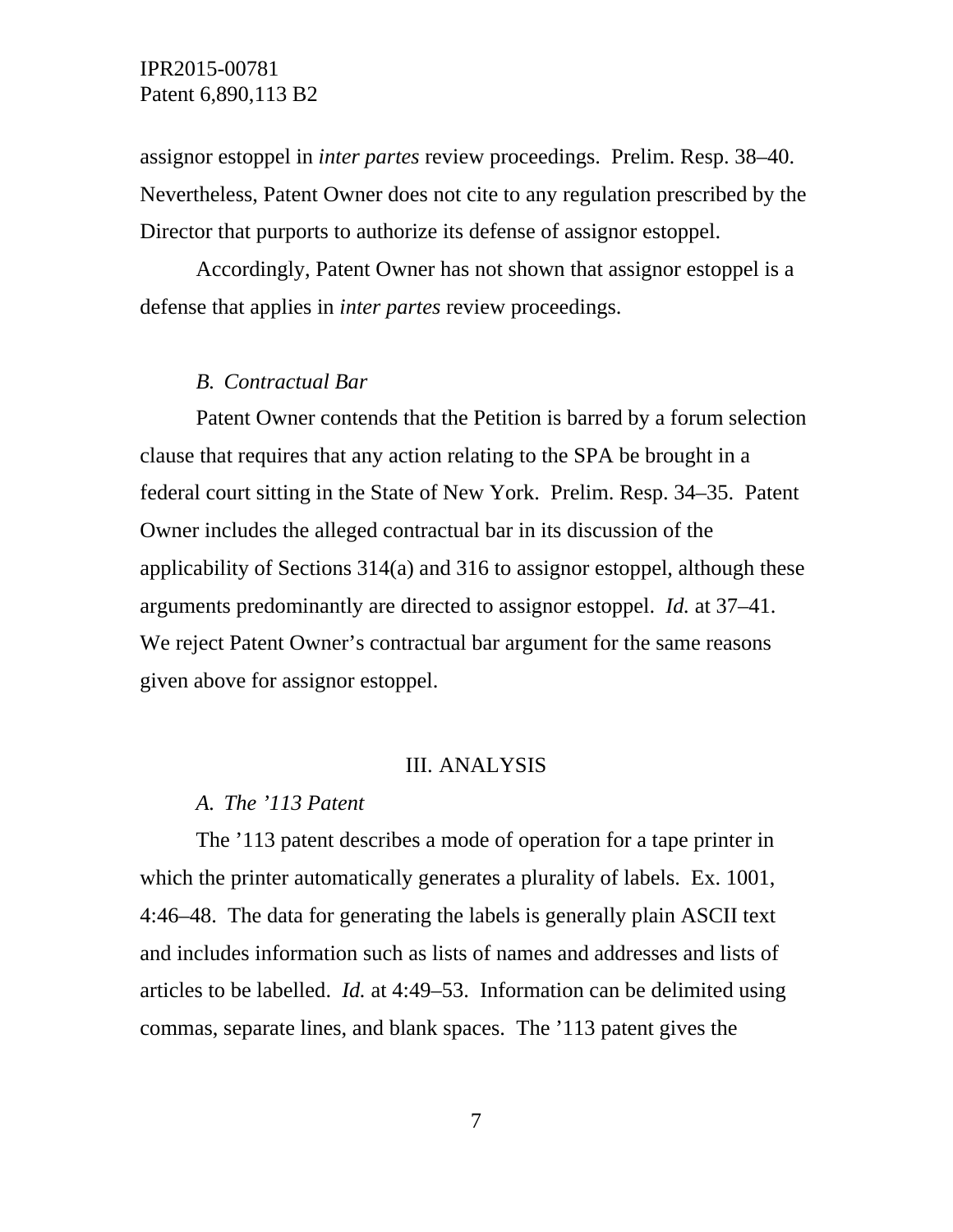assignor estoppel in *inter partes* review proceedings. Prelim. Resp. 38–40. Nevertheless, Patent Owner does not cite to any regulation prescribed by the Director that purports to authorize its defense of assignor estoppel.

Accordingly, Patent Owner has not shown that assignor estoppel is a defense that applies in *inter partes* review proceedings.

### *B. Contractual Bar*

Patent Owner contends that the Petition is barred by a forum selection clause that requires that any action relating to the SPA be brought in a federal court sitting in the State of New York. Prelim. Resp. 34–35. Patent Owner includes the alleged contractual bar in its discussion of the applicability of Sections 314(a) and 316 to assignor estoppel, although these arguments predominantly are directed to assignor estoppel. *Id.* at 37–41. We reject Patent Owner's contractual bar argument for the same reasons given above for assignor estoppel.

## III. ANALYSIS

### *A. The '113 Patent*

The '113 patent describes a mode of operation for a tape printer in which the printer automatically generates a plurality of labels. Ex. 1001, 4:46–48. The data for generating the labels is generally plain ASCII text and includes information such as lists of names and addresses and lists of articles to be labelled. *Id.* at 4:49–53. Information can be delimited using commas, separate lines, and blank spaces. The '113 patent gives the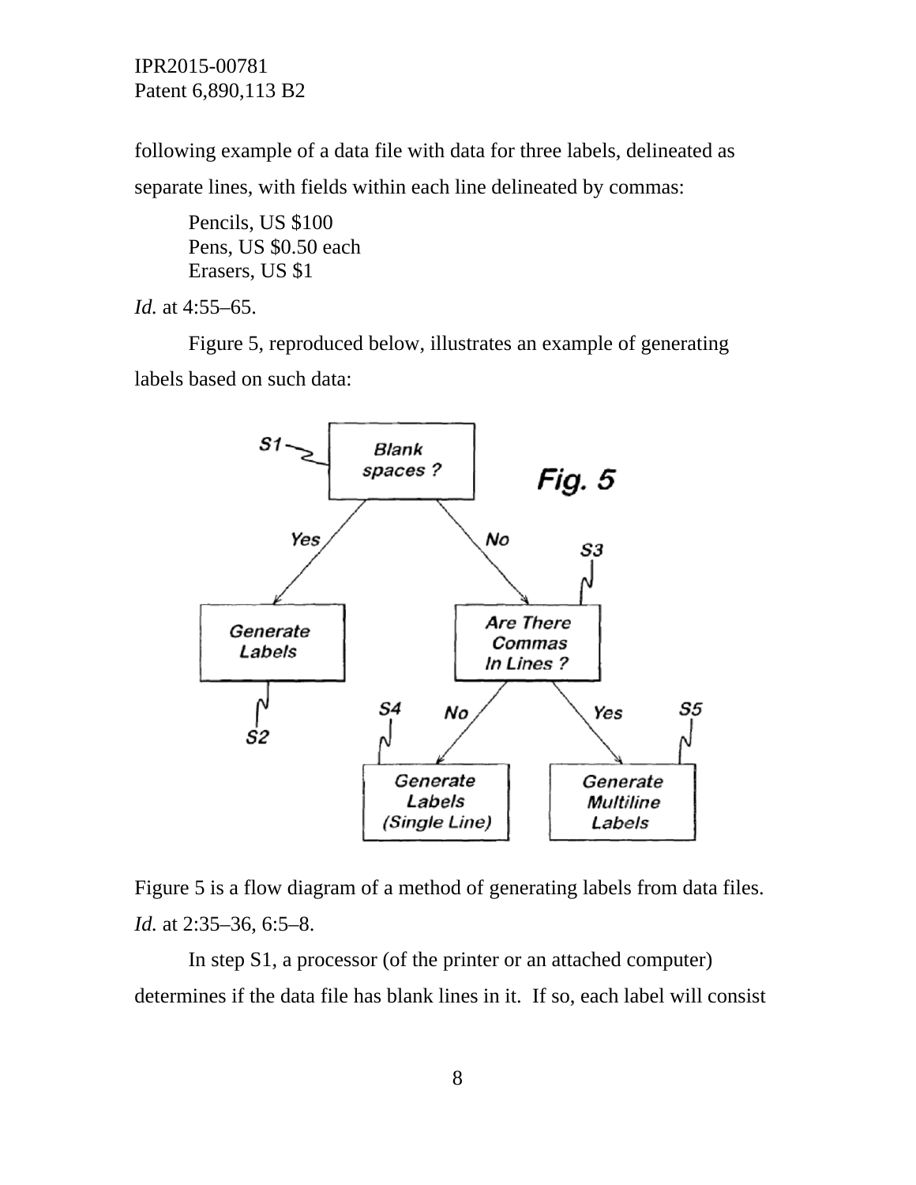following example of a data file with data for three labels, delineated as separate lines, with fields within each line delineated by commas:

> Pencils, US $100
> Pens, US $0.50 each
> Erasers, US $1

*Id.* at 4:55–65.

Figure 5, reproduced below, illustrates an example of generating labels based on such data:

Figure 5 is a flow diagram of a method of generating labels from data files. *Id.* at 2:35–36, 6:5–8.

In step S1, a processor (of the printer or an attached computer) determines if the data file has blank lines in it. If so, each label will consist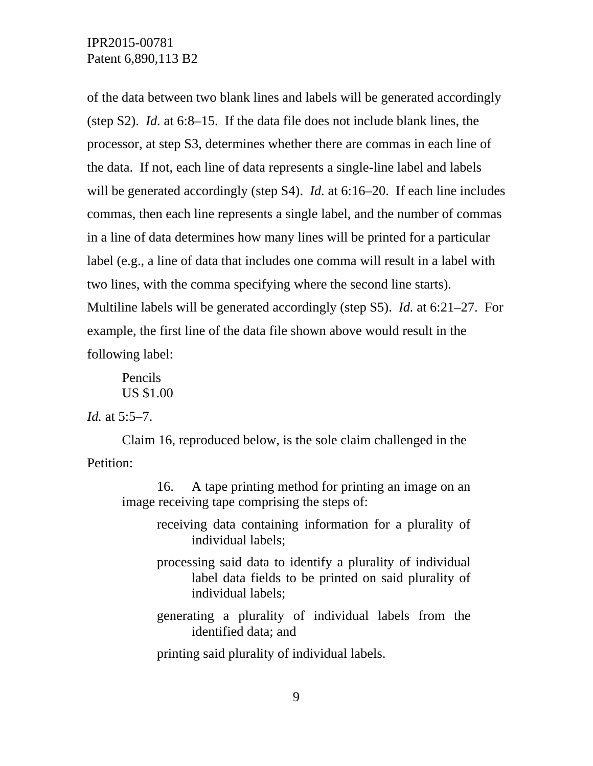of the data between two blank lines and labels will be generated accordingly (step S2). *Id.* at 6:8–15. If the data file does not include blank lines, the processor, at step S3, determines whether there are commas in each line of the data. If not, each line of data represents a single-line label and labels will be generated accordingly (step S4). *Id.* at 6:16–20. If each line includes commas, then each line represents a single label, and the number of commas in a line of data determines how many lines will be printed for a particular label (e.g., a line of data that includes one comma will result in a label with two lines, with the comma specifying where the second line starts). Multiline labels will be generated accordingly (step S5). *Id.* at 6:21–27. For example, the first line of the data file shown above would result in the following label:

> Pencils
> US $1.00

*Id.* at 5:5–7.

Claim 16, reproduced below, is the sole claim challenged in the Petition:

> 16. A tape printing method for printing an image on an image receiving tape comprising the steps of:
>
> receiving data containing information for a plurality of individual labels;
>
> processing said data to identify a plurality of individual label data fields to be printed on said plurality of individual labels;
>
> generating a plurality of individual labels from the identified data; and
>
> printing said plurality of individual labels.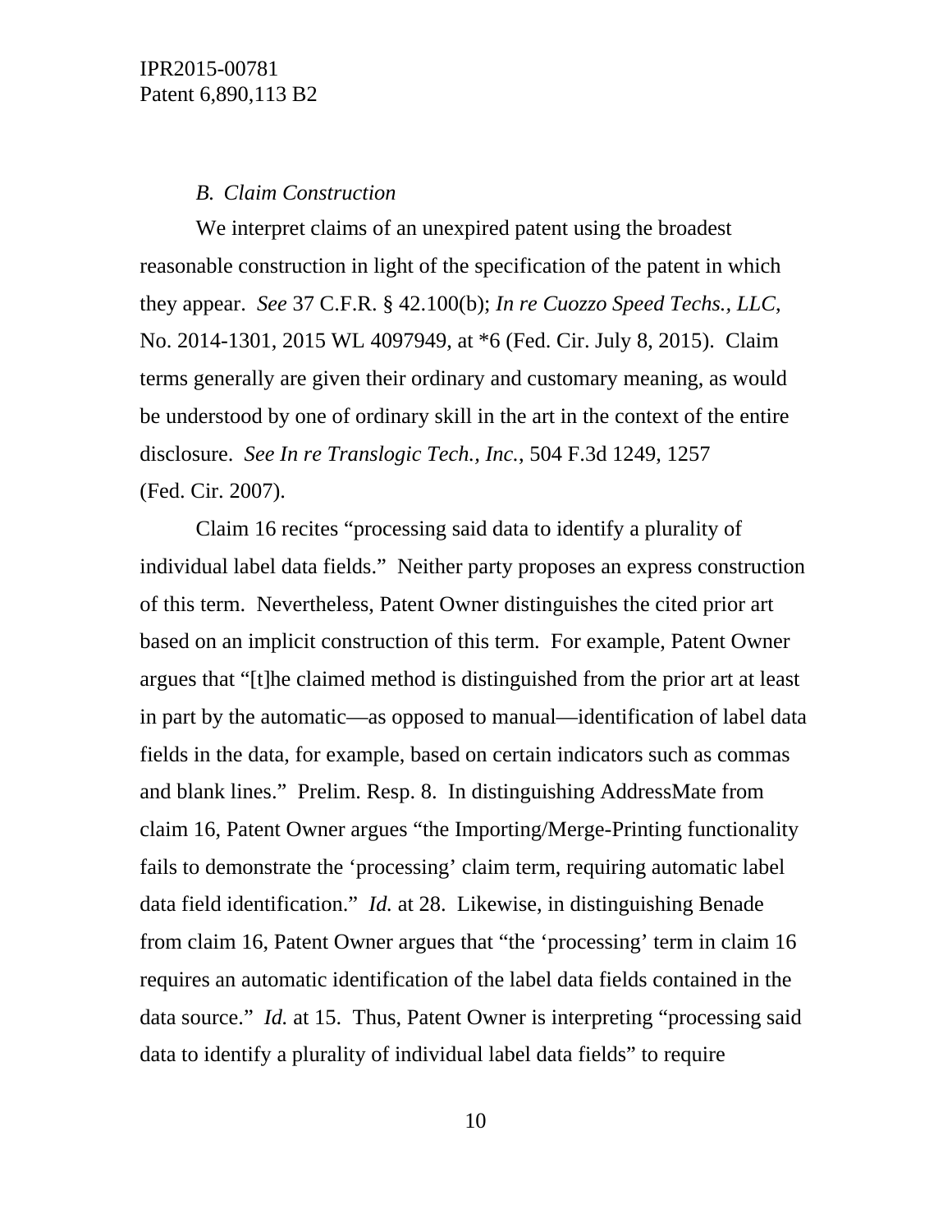### *B. Claim Construction*

We interpret claims of an unexpired patent using the broadest reasonable construction in light of the specification of the patent in which they appear. *See* 37 C.F.R. § 42.100(b); *In re Cuozzo Speed Techs., LLC*, No. 2014-1301, 2015 WL 4097949, at \*6 (Fed. Cir. July 8, 2015). Claim terms generally are given their ordinary and customary meaning, as would be understood by one of ordinary skill in the art in the context of the entire disclosure. *See In re Translogic Tech., Inc.*, 504 F.3d 1249, 1257 (Fed. Cir. 2007).

Claim 16 recites "processing said data to identify a plurality of individual label data fields." Neither party proposes an express construction of this term. Nevertheless, Patent Owner distinguishes the cited prior art based on an implicit construction of this term. For example, Patent Owner argues that "[t]he claimed method is distinguished from the prior art at least in part by the automatic—as opposed to manual—identification of label data fields in the data, for example, based on certain indicators such as commas and blank lines." Prelim. Resp. 8. In distinguishing AddressMate from claim 16, Patent Owner argues "the Importing/Merge-Printing functionality fails to demonstrate the 'processing' claim term, requiring automatic label data field identification." *Id.* at 28. Likewise, in distinguishing Benade from claim 16, Patent Owner argues that "the 'processing' term in claim 16 requires an automatic identification of the label data fields contained in the data source." *Id.* at 15. Thus, Patent Owner is interpreting "processing said data to identify a plurality of individual label data fields" to require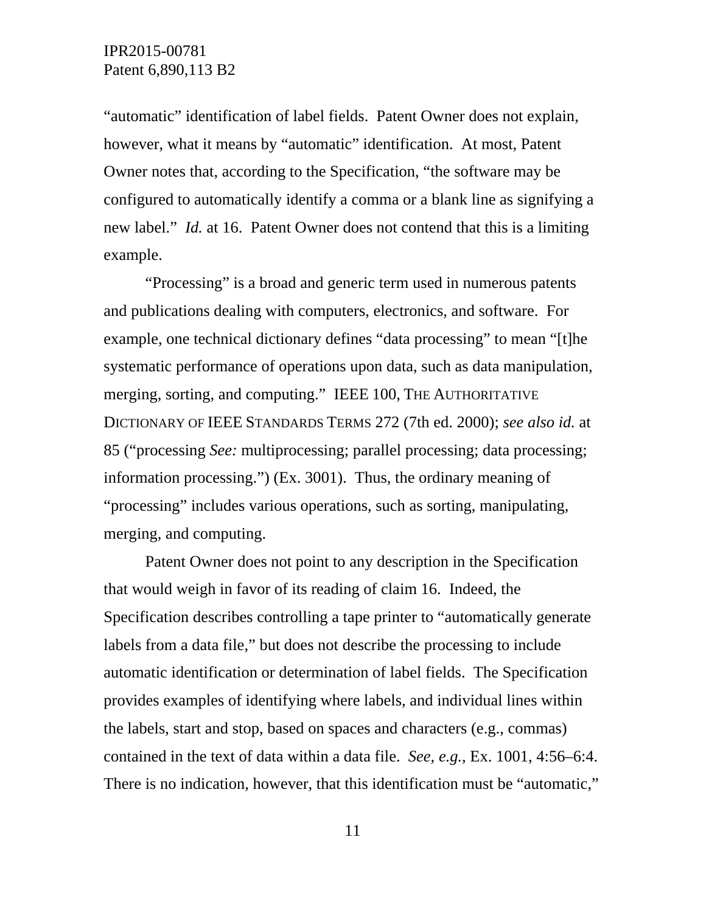"automatic" identification of label fields. Patent Owner does not explain, however, what it means by "automatic" identification. At most, Patent Owner notes that, according to the Specification, "the software may be configured to automatically identify a comma or a blank line as signifying a new label." *Id.* at 16. Patent Owner does not contend that this is a limiting example.

"Processing" is a broad and generic term used in numerous patents and publications dealing with computers, electronics, and software. For example, one technical dictionary defines "data processing" to mean "[t]he systematic performance of operations upon data, such as data manipulation, merging, sorting, and computing." IEEE 100, THE AUTHORITATIVE DICTIONARY OF IEEE STANDARDS TERMS 272 (7th ed. 2000); *see also id.* at 85 ("processing *See:* multiprocessing; parallel processing; data processing; information processing.") (Ex. 3001). Thus, the ordinary meaning of "processing" includes various operations, such as sorting, manipulating, merging, and computing.

Patent Owner does not point to any description in the Specification that would weigh in favor of its reading of claim 16. Indeed, the Specification describes controlling a tape printer to "automatically generate labels from a data file," but does not describe the processing to include automatic identification or determination of label fields. The Specification provides examples of identifying where labels, and individual lines within the labels, start and stop, based on spaces and characters (e.g., commas) contained in the text of data within a data file. *See, e.g.*, Ex. 1001, 4:56–6:4. There is no indication, however, that this identification must be "automatic,"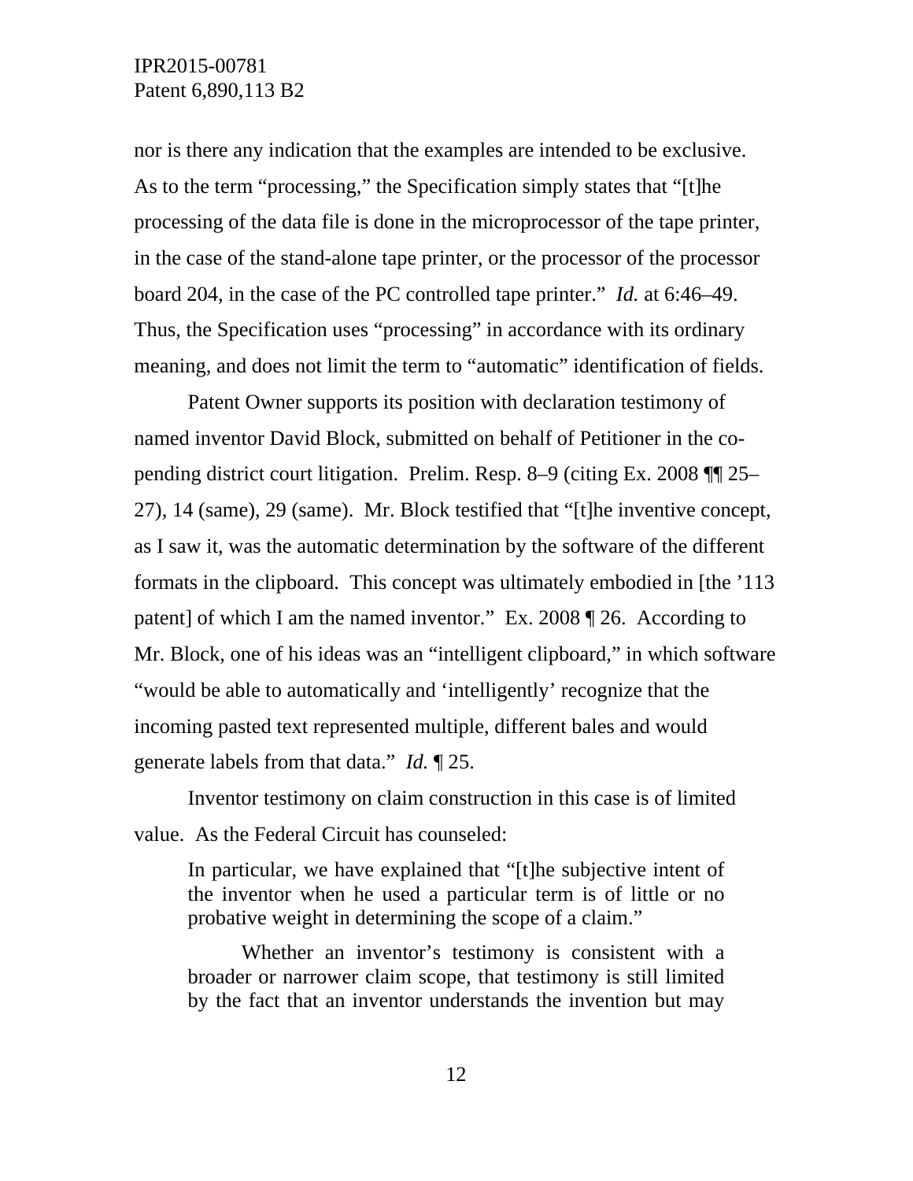nor is there any indication that the examples are intended to be exclusive. As to the term "processing," the Specification simply states that "[t]he processing of the data file is done in the microprocessor of the tape printer, in the case of the stand-alone tape printer, or the processor of the processor board 204, in the case of the PC controlled tape printer." *Id.* at 6:46–49. Thus, the Specification uses "processing" in accordance with its ordinary meaning, and does not limit the term to "automatic" identification of fields.

Patent Owner supports its position with declaration testimony of named inventor David Block, submitted on behalf of Petitioner in the co-pending district court litigation. Prelim. Resp. 8–9 (citing Ex. 2008 ¶¶ 25–27), 14 (same), 29 (same). Mr. Block testified that "[t]he inventive concept, as I saw it, was the automatic determination by the software of the different formats in the clipboard. This concept was ultimately embodied in [the '113 patent] of which I am the named inventor." Ex. 2008 ¶ 26. According to Mr. Block, one of his ideas was an "intelligent clipboard," in which software "would be able to automatically and 'intelligently' recognize that the incoming pasted text represented multiple, different bales and would generate labels from that data." *Id.* ¶ 25.

Inventor testimony on claim construction in this case is of limited value. As the Federal Circuit has counseled:

> In particular, we have explained that "[t]he subjective intent of the inventor when he used a particular term is of little or no probative weight in determining the scope of a claim."
>
> Whether an inventor's testimony is consistent with a broader or narrower claim scope, that testimony is still limited by the fact that an inventor understands the invention but may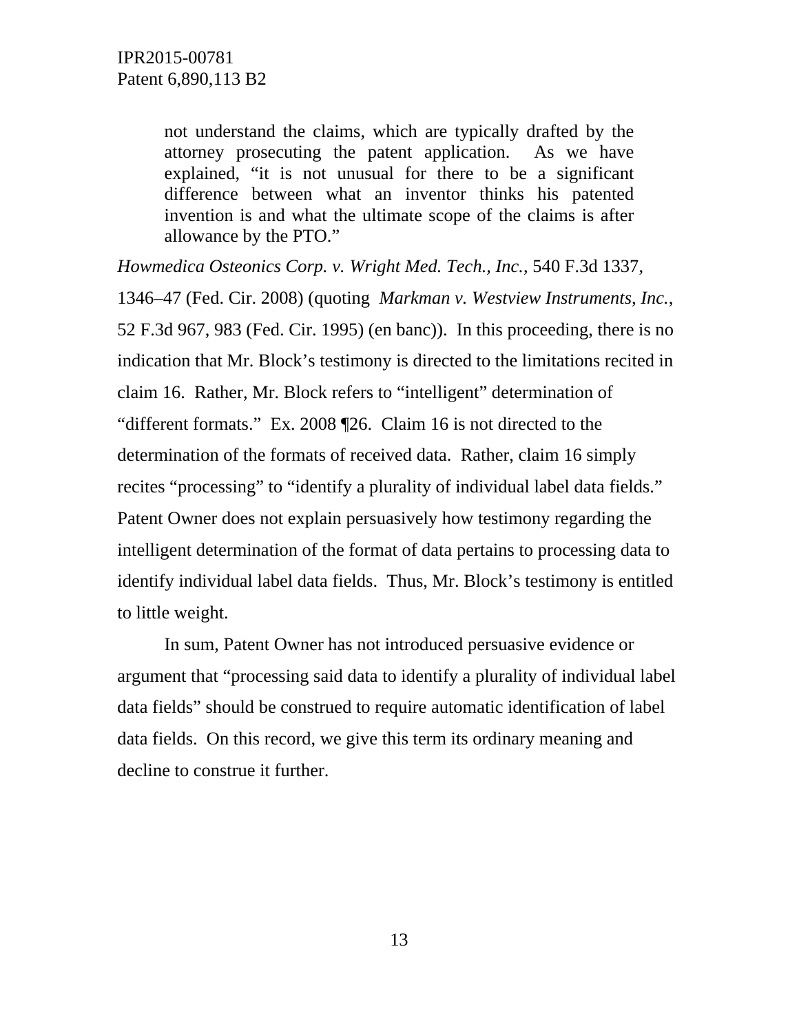> not understand the claims, which are typically drafted by the attorney prosecuting the patent application. As we have explained, "it is not unusual for there to be a significant difference between what an inventor thinks his patented invention is and what the ultimate scope of the claims is after allowance by the PTO."

*Howmedica Osteonics Corp. v. Wright Med. Tech., Inc.*, 540 F.3d 1337, 1346–47 (Fed. Cir. 2008) (quoting *Markman v. Westview Instruments, Inc.*, 52 F.3d 967, 983 (Fed. Cir. 1995) (en banc)). In this proceeding, there is no indication that Mr. Block's testimony is directed to the limitations recited in claim 16. Rather, Mr. Block refers to "intelligent" determination of "different formats." Ex. 2008 ¶26. Claim 16 is not directed to the determination of the formats of received data. Rather, claim 16 simply recites "processing" to "identify a plurality of individual label data fields." Patent Owner does not explain persuasively how testimony regarding the intelligent determination of the format of data pertains to processing data to identify individual label data fields. Thus, Mr. Block's testimony is entitled to little weight.

In sum, Patent Owner has not introduced persuasive evidence or argument that "processing said data to identify a plurality of individual label data fields" should be construed to require automatic identification of label data fields. On this record, we give this term its ordinary meaning and decline to construe it further.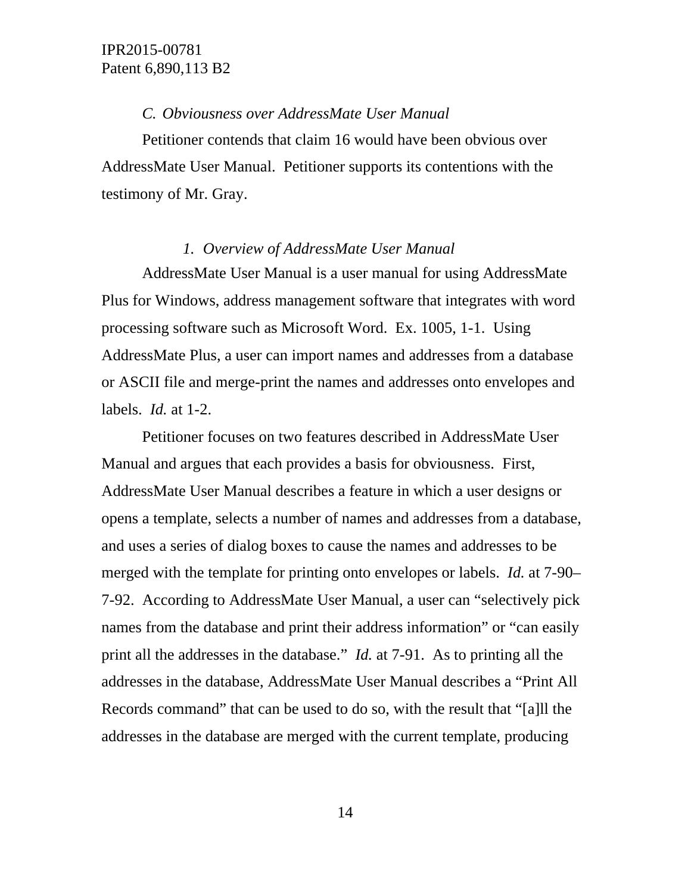### *C. Obviousness over AddressMate User Manual*

Petitioner contends that claim 16 would have been obvious over AddressMate User Manual. Petitioner supports its contentions with the testimony of Mr. Gray.

#### *1. Overview of AddressMate User Manual*

AddressMate User Manual is a user manual for using AddressMate Plus for Windows, address management software that integrates with word processing software such as Microsoft Word. Ex. 1005, 1-1. Using AddressMate Plus, a user can import names and addresses from a database or ASCII file and merge-print the names and addresses onto envelopes and labels. *Id.* at 1-2.

Petitioner focuses on two features described in AddressMate User Manual and argues that each provides a basis for obviousness. First, AddressMate User Manual describes a feature in which a user designs or opens a template, selects a number of names and addresses from a database, and uses a series of dialog boxes to cause the names and addresses to be merged with the template for printing onto envelopes or labels. *Id.* at 7-90–7-92. According to AddressMate User Manual, a user can "selectively pick names from the database and print their address information" or "can easily print all the addresses in the database." *Id.* at 7-91. As to printing all the addresses in the database, AddressMate User Manual describes a "Print All Records command" that can be used to do so, with the result that "[a]ll the addresses in the database are merged with the current template, producing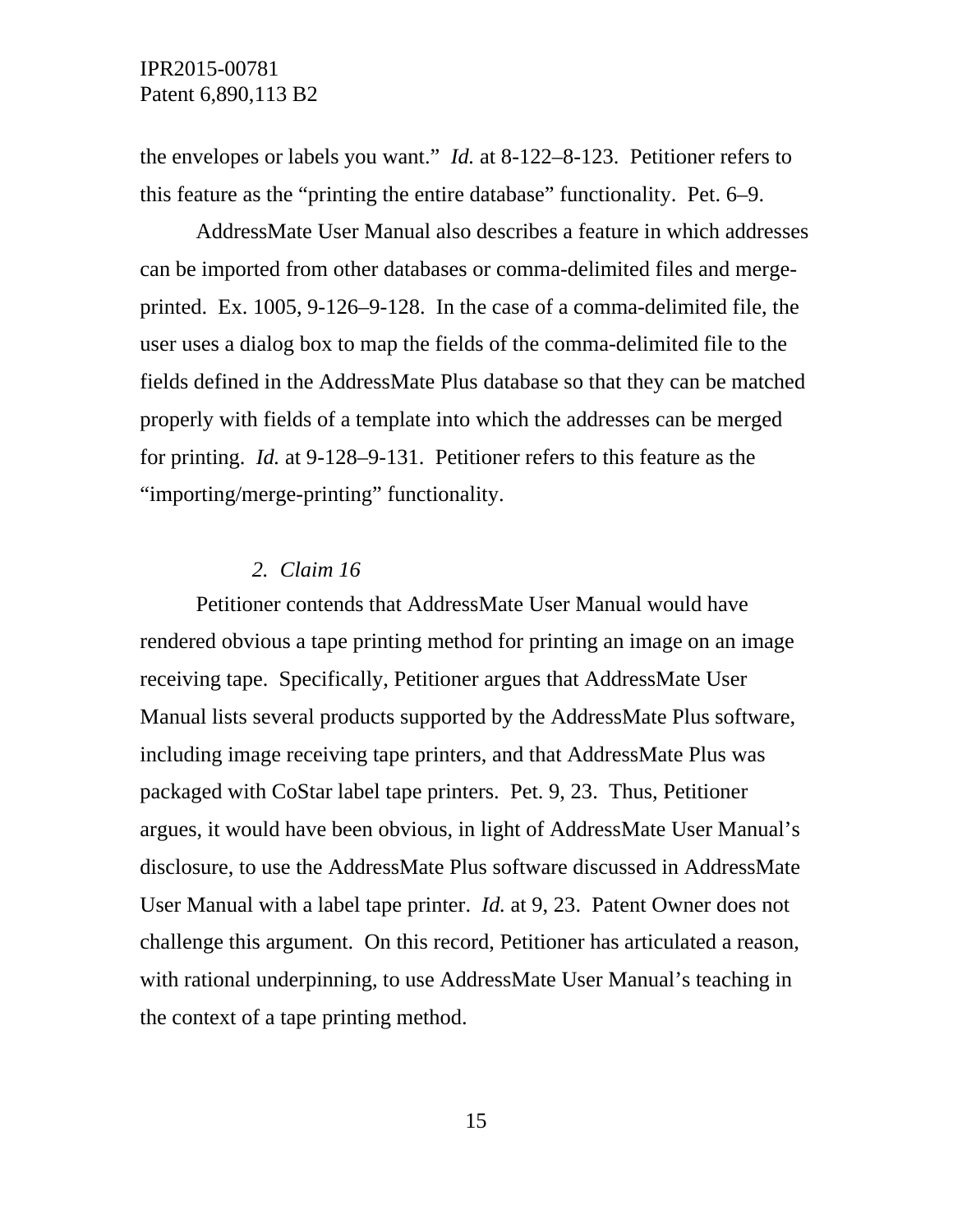the envelopes or labels you want." *Id.* at 8-122–8-123. Petitioner refers to this feature as the "printing the entire database" functionality. Pet. 6–9.

AddressMate User Manual also describes a feature in which addresses can be imported from other databases or comma-delimited files and merge-printed. Ex. 1005, 9-126–9-128. In the case of a comma-delimited file, the user uses a dialog box to map the fields of the comma-delimited file to the fields defined in the AddressMate Plus database so that they can be matched properly with fields of a template into which the addresses can be merged for printing. *Id.* at 9-128–9-131. Petitioner refers to this feature as the "importing/merge-printing" functionality.

### *2. Claim 16*

Petitioner contends that AddressMate User Manual would have rendered obvious a tape printing method for printing an image on an image receiving tape. Specifically, Petitioner argues that AddressMate User Manual lists several products supported by the AddressMate Plus software, including image receiving tape printers, and that AddressMate Plus was packaged with CoStar label tape printers. Pet. 9, 23. Thus, Petitioner argues, it would have been obvious, in light of AddressMate User Manual's disclosure, to use the AddressMate Plus software discussed in AddressMate User Manual with a label tape printer. *Id.* at 9, 23. Patent Owner does not challenge this argument. On this record, Petitioner has articulated a reason, with rational underpinning, to use AddressMate User Manual's teaching in the context of a tape printing method.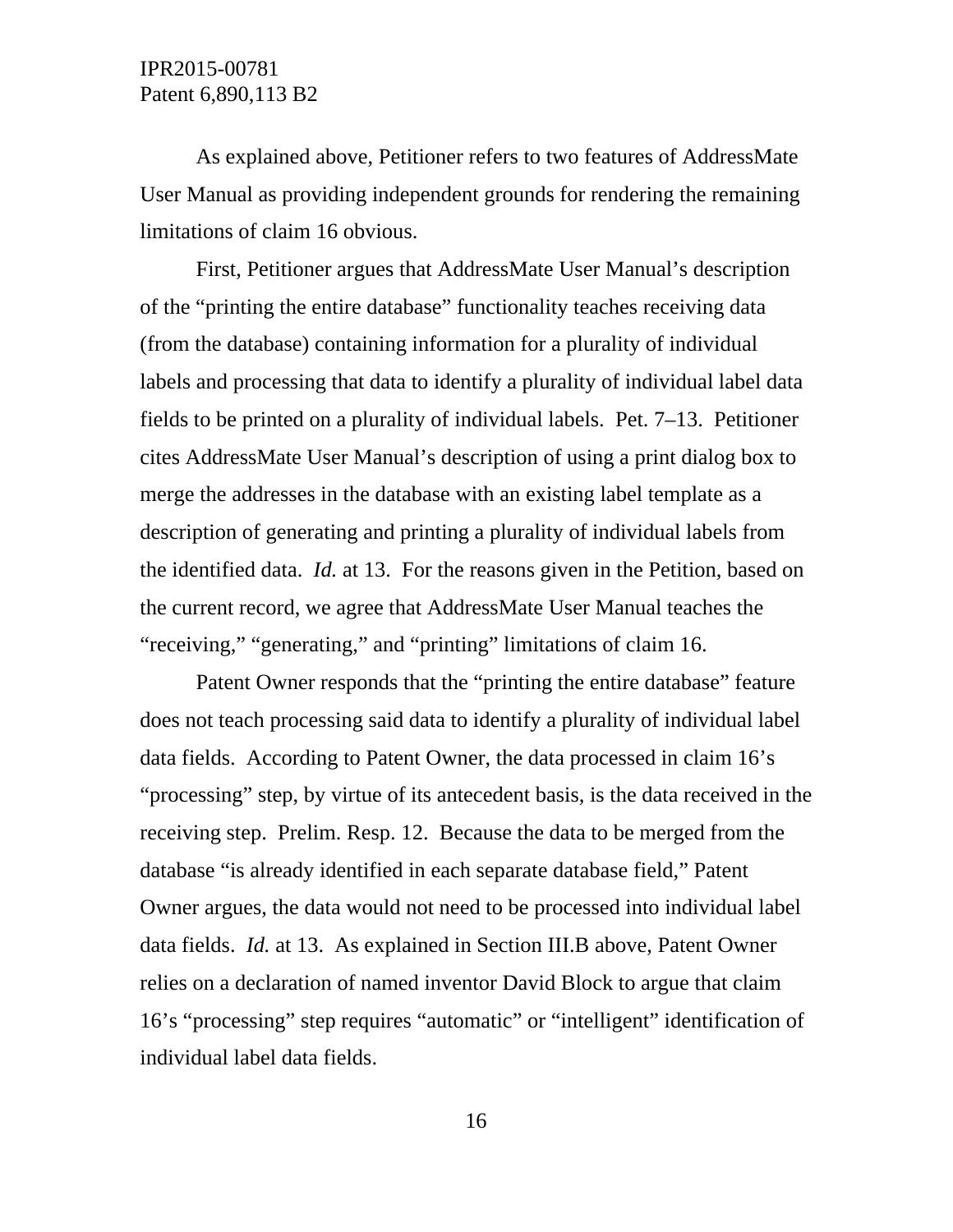As explained above, Petitioner refers to two features of AddressMate User Manual as providing independent grounds for rendering the remaining limitations of claim 16 obvious.

First, Petitioner argues that AddressMate User Manual's description of the "printing the entire database" functionality teaches receiving data (from the database) containing information for a plurality of individual labels and processing that data to identify a plurality of individual label data fields to be printed on a plurality of individual labels. Pet. 7–13. Petitioner cites AddressMate User Manual's description of using a print dialog box to merge the addresses in the database with an existing label template as a description of generating and printing a plurality of individual labels from the identified data. *Id.* at 13. For the reasons given in the Petition, based on the current record, we agree that AddressMate User Manual teaches the "receiving," "generating," and "printing" limitations of claim 16.

Patent Owner responds that the "printing the entire database" feature does not teach processing said data to identify a plurality of individual label data fields. According to Patent Owner, the data processed in claim 16's "processing" step, by virtue of its antecedent basis, is the data received in the receiving step. Prelim. Resp. 12. Because the data to be merged from the database "is already identified in each separate database field," Patent Owner argues, the data would not need to be processed into individual label data fields. *Id.* at 13. As explained in Section III.B above, Patent Owner relies on a declaration of named inventor David Block to argue that claim 16's "processing" step requires "automatic" or "intelligent" identification of individual label data fields.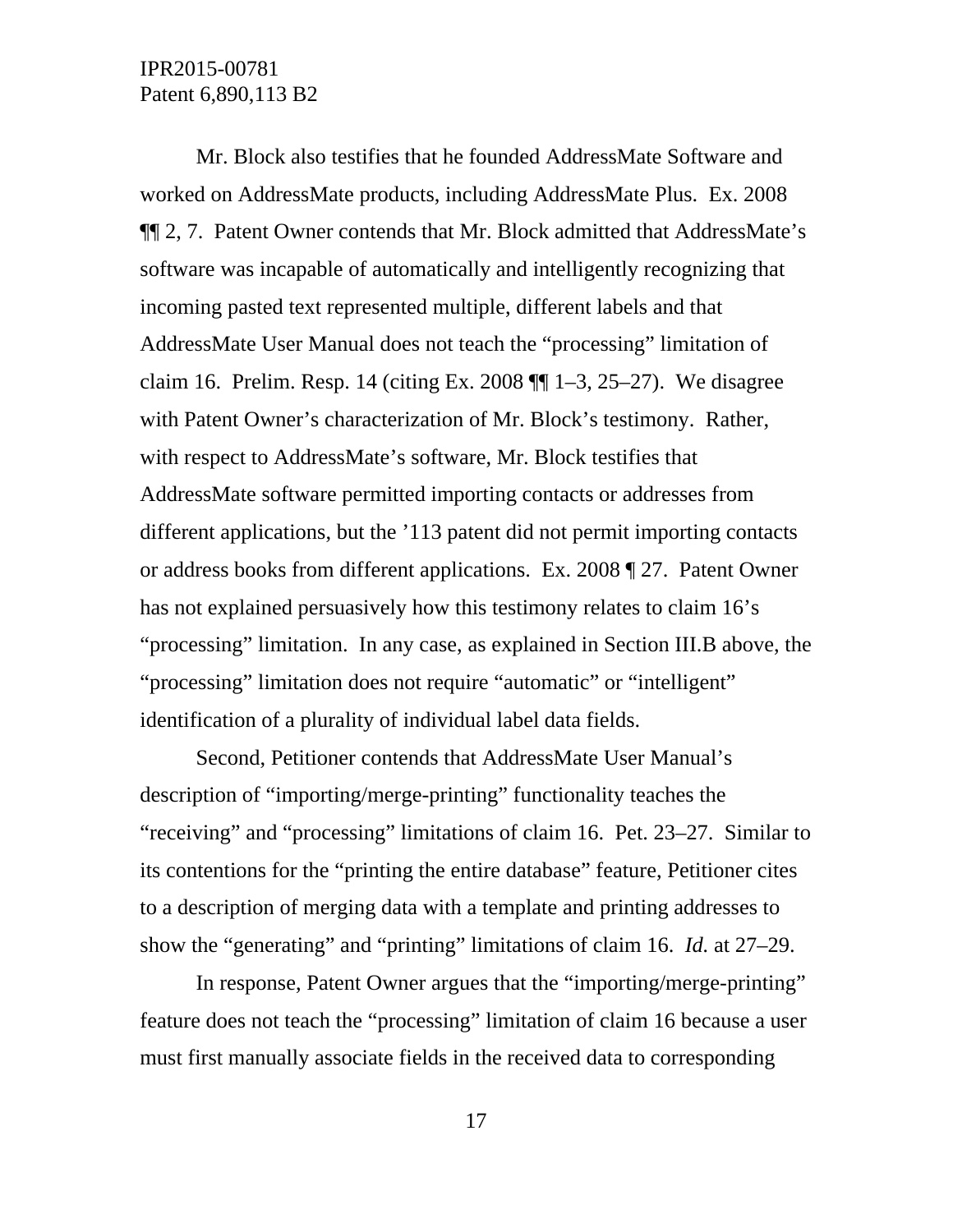Mr. Block also testifies that he founded AddressMate Software and worked on AddressMate products, including AddressMate Plus. Ex. 2008 ¶¶ 2, 7. Patent Owner contends that Mr. Block admitted that AddressMate's software was incapable of automatically and intelligently recognizing that incoming pasted text represented multiple, different labels and that AddressMate User Manual does not teach the "processing" limitation of claim 16. Prelim. Resp. 14 (citing Ex. 2008 ¶¶ 1–3, 25–27). We disagree with Patent Owner's characterization of Mr. Block's testimony. Rather, with respect to AddressMate's software, Mr. Block testifies that AddressMate software permitted importing contacts or addresses from different applications, but the '113 patent did not permit importing contacts or address books from different applications. Ex. 2008 ¶ 27. Patent Owner has not explained persuasively how this testimony relates to claim 16's "processing" limitation. In any case, as explained in Section III.B above, the "processing" limitation does not require "automatic" or "intelligent" identification of a plurality of individual label data fields.

Second, Petitioner contends that AddressMate User Manual's description of "importing/merge-printing" functionality teaches the "receiving" and "processing" limitations of claim 16. Pet. 23–27. Similar to its contentions for the "printing the entire database" feature, Petitioner cites to a description of merging data with a template and printing addresses to show the "generating" and "printing" limitations of claim 16. *Id.* at 27–29.

In response, Patent Owner argues that the "importing/merge-printing" feature does not teach the "processing" limitation of claim 16 because a user must first manually associate fields in the received data to corresponding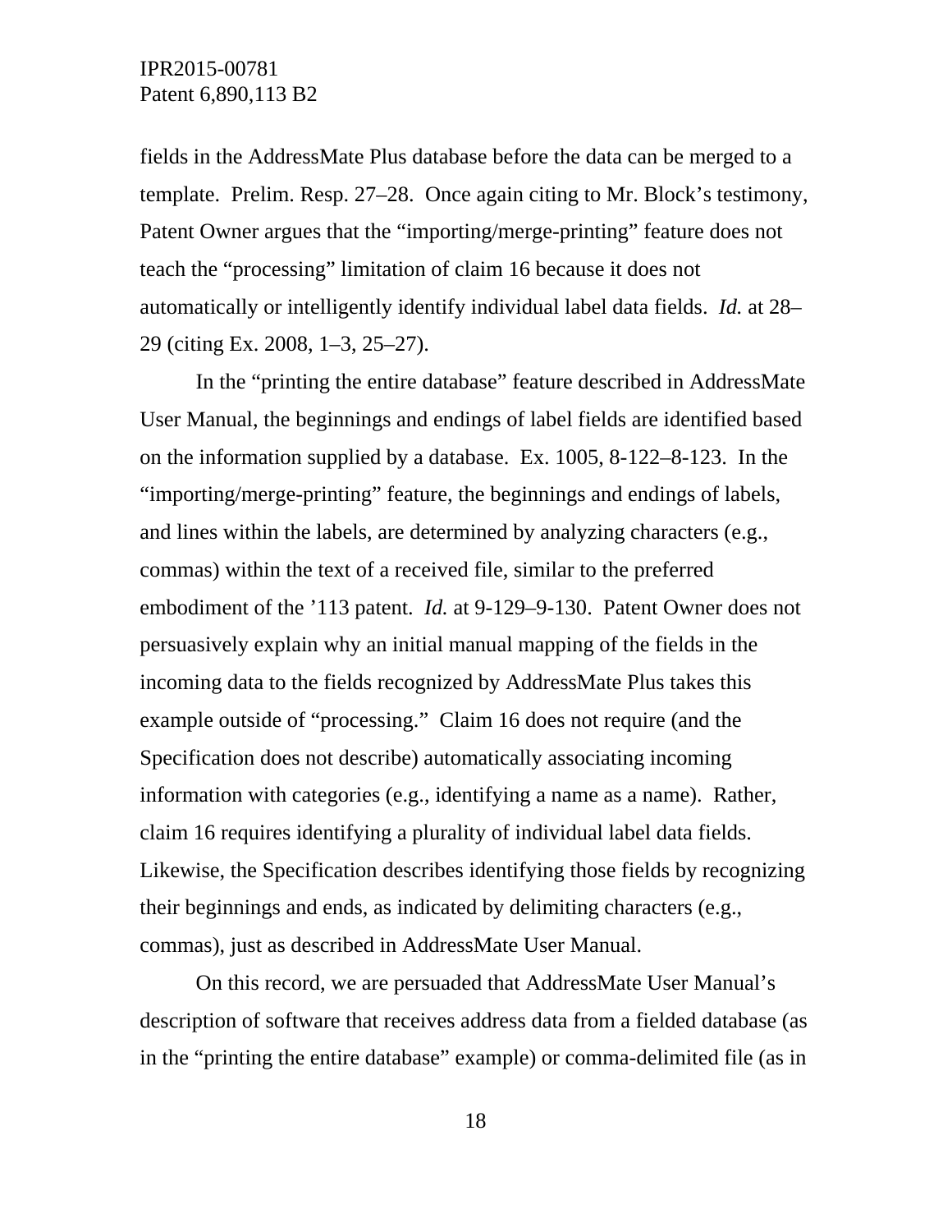fields in the AddressMate Plus database before the data can be merged to a template. Prelim. Resp. 27–28. Once again citing to Mr. Block's testimony, Patent Owner argues that the "importing/merge-printing" feature does not teach the "processing" limitation of claim 16 because it does not automatically or intelligently identify individual label data fields. *Id.* at 28–29 (citing Ex. 2008, 1–3, 25–27).

In the "printing the entire database" feature described in AddressMate User Manual, the beginnings and endings of label fields are identified based on the information supplied by a database. Ex. 1005, 8-122–8-123. In the "importing/merge-printing" feature, the beginnings and endings of labels, and lines within the labels, are determined by analyzing characters (e.g., commas) within the text of a received file, similar to the preferred embodiment of the '113 patent. *Id.* at 9-129–9-130. Patent Owner does not persuasively explain why an initial manual mapping of the fields in the incoming data to the fields recognized by AddressMate Plus takes this example outside of "processing." Claim 16 does not require (and the Specification does not describe) automatically associating incoming information with categories (e.g., identifying a name as a name). Rather, claim 16 requires identifying a plurality of individual label data fields. Likewise, the Specification describes identifying those fields by recognizing their beginnings and ends, as indicated by delimiting characters (e.g., commas), just as described in AddressMate User Manual.

On this record, we are persuaded that AddressMate User Manual's description of software that receives address data from a fielded database (as in the "printing the entire database" example) or comma-delimited file (as in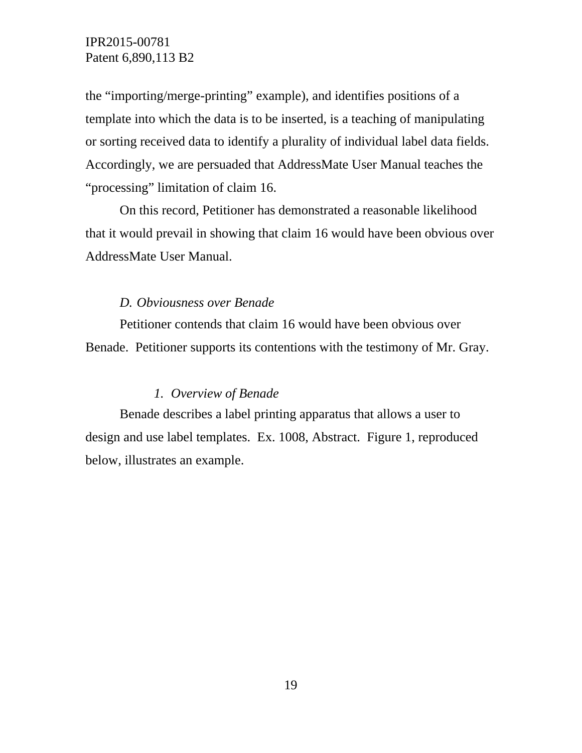the “importing/merge-printing” example), and identifies positions of a template into which the data is to be inserted, is a teaching of manipulating or sorting received data to identify a plurality of individual label data fields. Accordingly, we are persuaded that AddressMate User Manual teaches the “processing” limitation of claim 16.

On this record, Petitioner has demonstrated a reasonable likelihood that it would prevail in showing that claim 16 would have been obvious over AddressMate User Manual.

### *D. Obviousness over Benade*

Petitioner contends that claim 16 would have been obvious over Benade. Petitioner supports its contentions with the testimony of Mr. Gray.

#### *1. Overview of Benade*

Benade describes a label printing apparatus that allows a user to design and use label templates. Ex. 1008, Abstract. Figure 1, reproduced below, illustrates an example.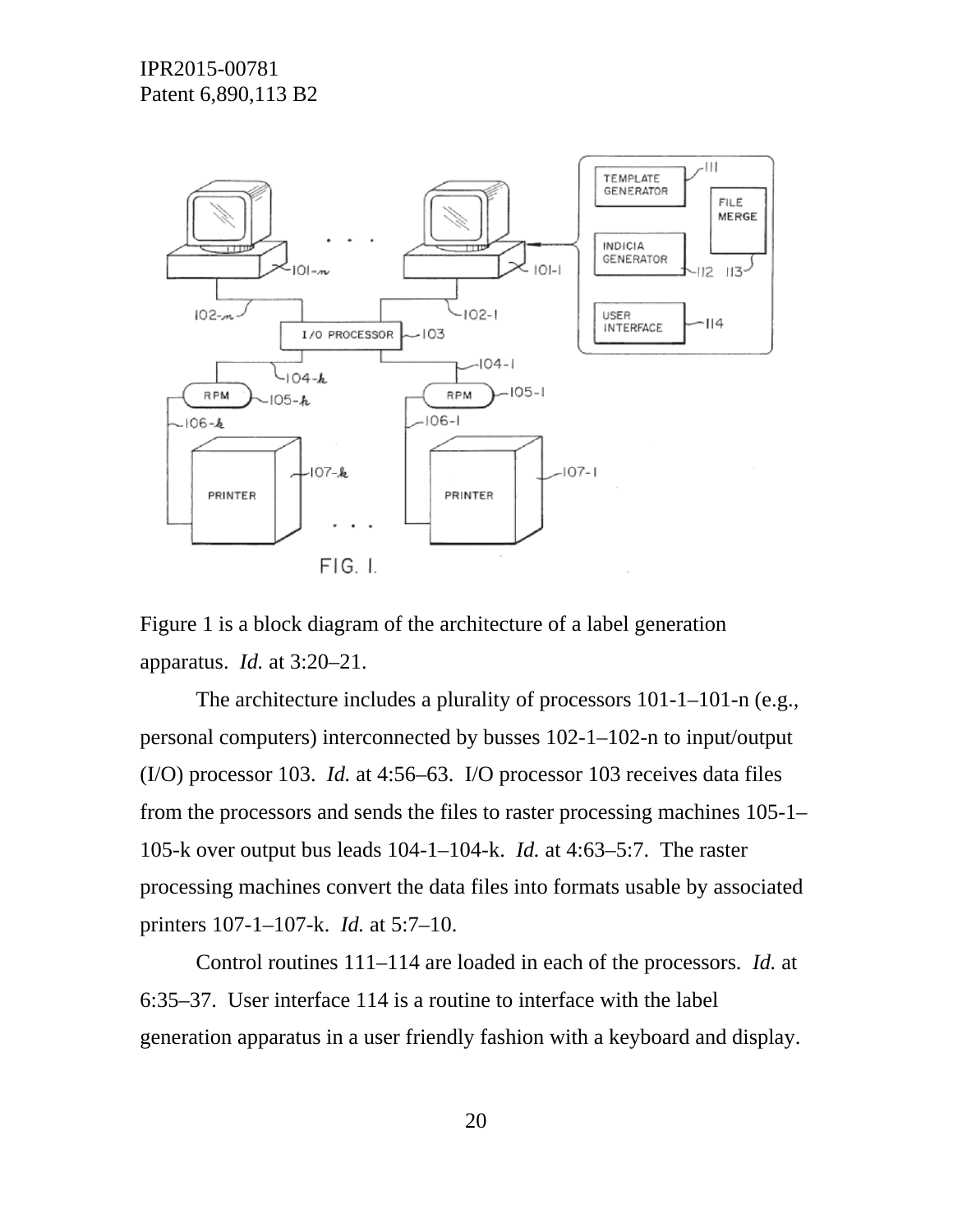Figure 1 is a block diagram of the architecture of a label generation apparatus. *Id.* at 3:20–21.

The architecture includes a plurality of processors 101-1–101-n (e.g., personal computers) interconnected by busses 102-1–102-n to input/output (I/O) processor 103. *Id.* at 4:56–63. I/O processor 103 receives data files from the processors and sends the files to raster processing machines 105-1–105-k over output bus leads 104-1–104-k. *Id.* at 4:63–5:7. The raster processing machines convert the data files into formats usable by associated printers 107-1–107-k. *Id.* at 5:7–10.

Control routines 111–114 are loaded in each of the processors. *Id.* at 6:35–37. User interface 114 is a routine to interface with the label generation apparatus in a user friendly fashion with a keyboard and display.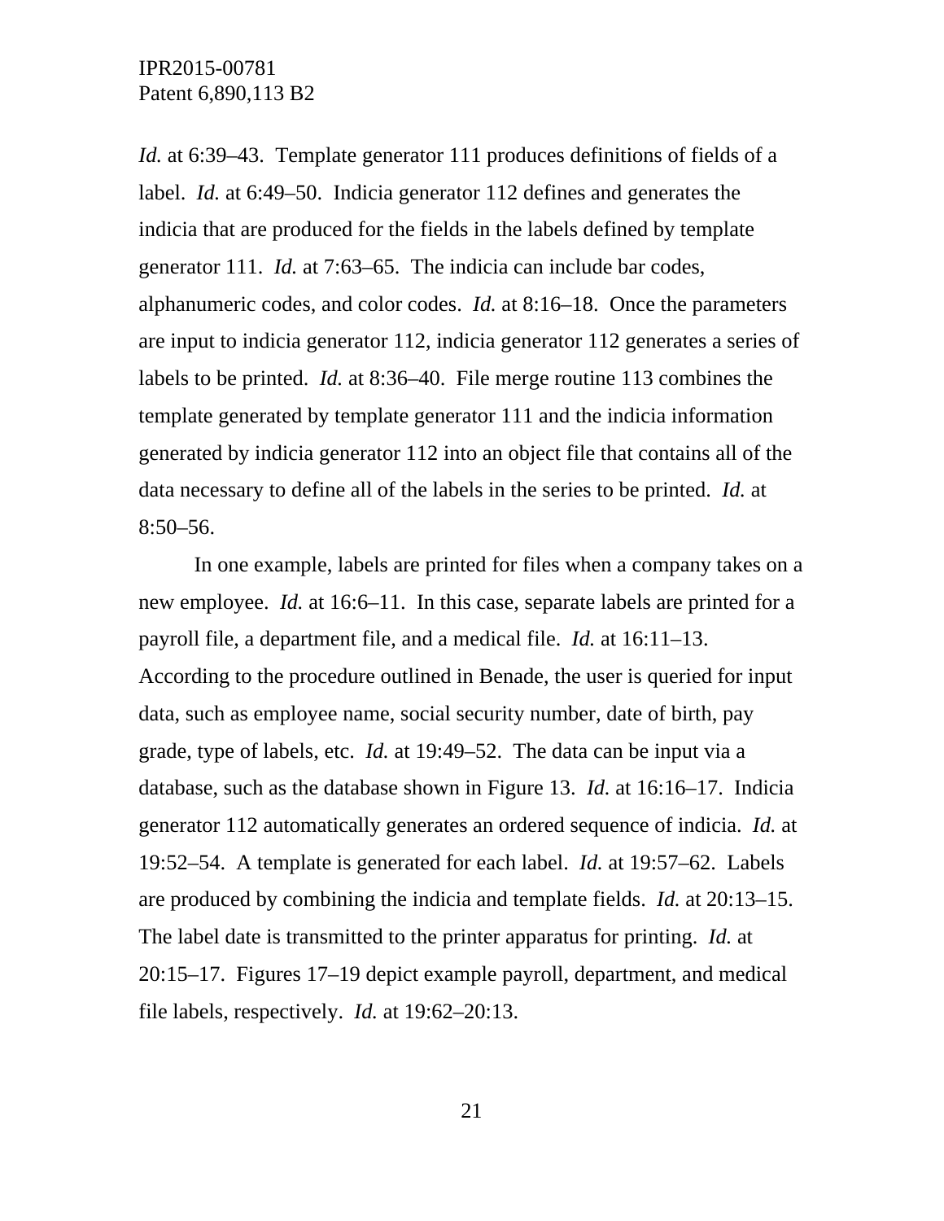*Id.* at 6:39–43. Template generator 111 produces definitions of fields of a label. *Id.* at 6:49–50. Indicia generator 112 defines and generates the indicia that are produced for the fields in the labels defined by template generator 111. *Id.* at 7:63–65. The indicia can include bar codes, alphanumeric codes, and color codes. *Id.* at 8:16–18. Once the parameters are input to indicia generator 112, indicia generator 112 generates a series of labels to be printed. *Id.* at 8:36–40. File merge routine 113 combines the template generated by template generator 111 and the indicia information generated by indicia generator 112 into an object file that contains all of the data necessary to define all of the labels in the series to be printed. *Id.* at 8:50–56.

In one example, labels are printed for files when a company takes on a new employee. *Id.* at 16:6–11. In this case, separate labels are printed for a payroll file, a department file, and a medical file. *Id.* at 16:11–13. According to the procedure outlined in Benade, the user is queried for input data, such as employee name, social security number, date of birth, pay grade, type of labels, etc. *Id.* at 19:49–52. The data can be input via a database, such as the database shown in Figure 13. *Id.* at 16:16–17. Indicia generator 112 automatically generates an ordered sequence of indicia. *Id.* at 19:52–54. A template is generated for each label. *Id.* at 19:57–62. Labels are produced by combining the indicia and template fields. *Id.* at 20:13–15. The label date is transmitted to the printer apparatus for printing. *Id.* at 20:15–17. Figures 17–19 depict example payroll, department, and medical file labels, respectively. *Id.* at 19:62–20:13.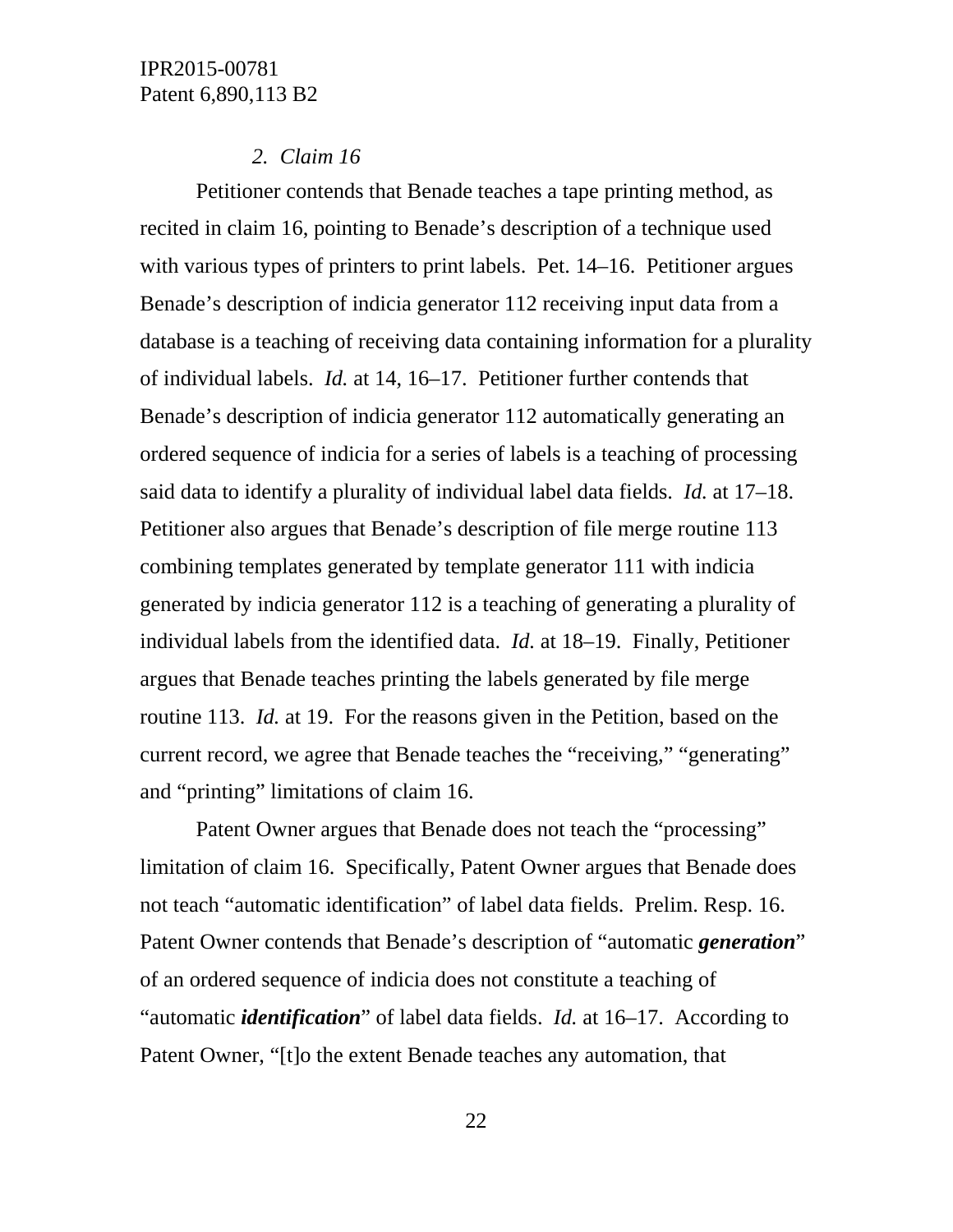*2. Claim 16*

Petitioner contends that Benade teaches a tape printing method, as recited in claim 16, pointing to Benade's description of a technique used with various types of printers to print labels. Pet. 14–16. Petitioner argues Benade's description of indicia generator 112 receiving input data from a database is a teaching of receiving data containing information for a plurality of individual labels. *Id.* at 14, 16–17. Petitioner further contends that Benade's description of indicia generator 112 automatically generating an ordered sequence of indicia for a series of labels is a teaching of processing said data to identify a plurality of individual label data fields. *Id.* at 17–18. Petitioner also argues that Benade's description of file merge routine 113 combining templates generated by template generator 111 with indicia generated by indicia generator 112 is a teaching of generating a plurality of individual labels from the identified data. *Id.* at 18–19. Finally, Petitioner argues that Benade teaches printing the labels generated by file merge routine 113. *Id.* at 19. For the reasons given in the Petition, based on the current record, we agree that Benade teaches the "receiving," "generating" and "printing" limitations of claim 16.

Patent Owner argues that Benade does not teach the "processing" limitation of claim 16. Specifically, Patent Owner argues that Benade does not teach "automatic identification" of label data fields. Prelim. Resp. 16. Patent Owner contends that Benade's description of "automatic ***generation***" of an ordered sequence of indicia does not constitute a teaching of "automatic ***identification***" of label data fields. *Id.* at 16–17. According to Patent Owner, "[t]o the extent Benade teaches any automation, that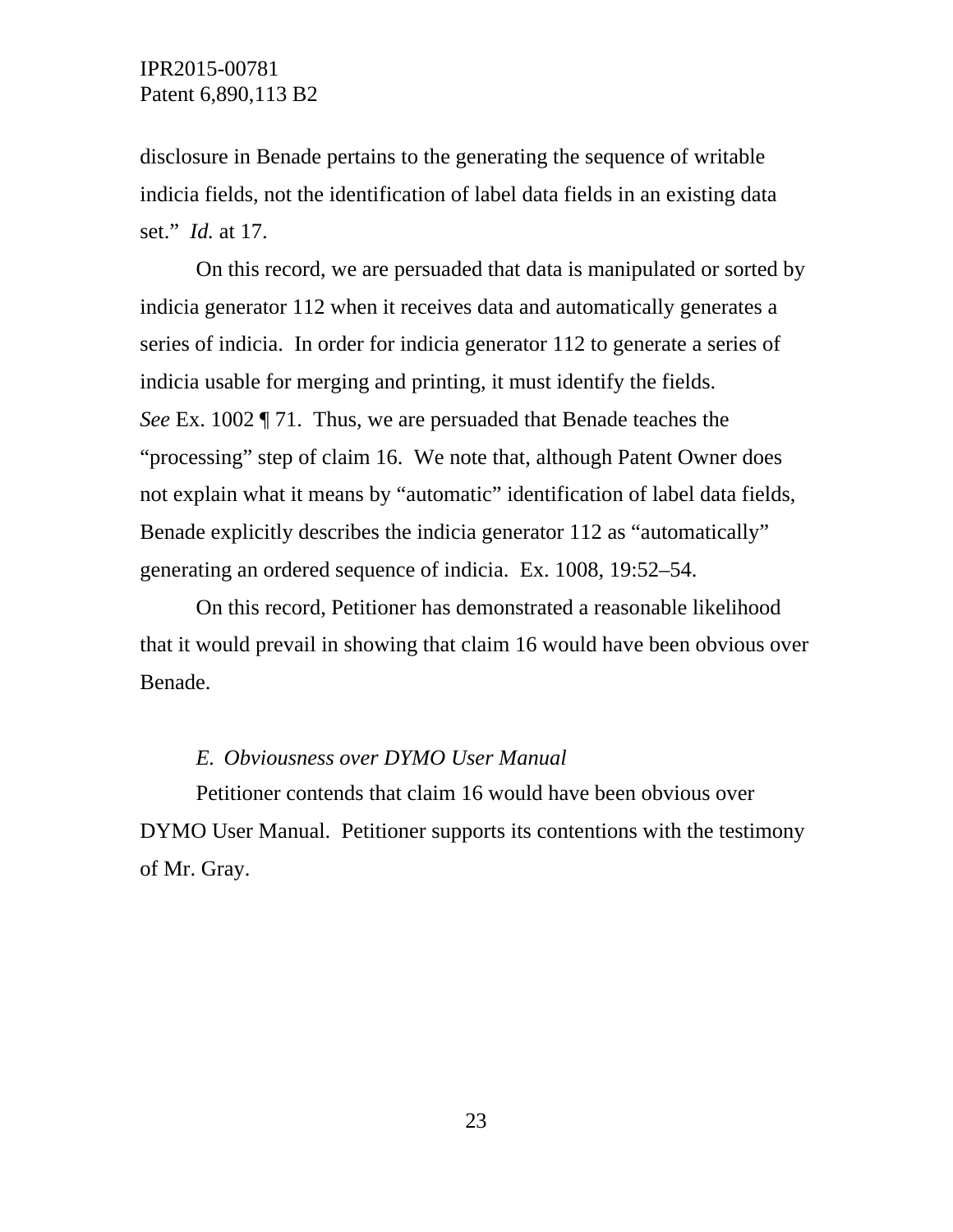disclosure in Benade pertains to the generating the sequence of writable indicia fields, not the identification of label data fields in an existing data set." *Id.* at 17.

On this record, we are persuaded that data is manipulated or sorted by indicia generator 112 when it receives data and automatically generates a series of indicia. In order for indicia generator 112 to generate a series of indicia usable for merging and printing, it must identify the fields. *See* Ex. 1002 ¶ 71. Thus, we are persuaded that Benade teaches the "processing" step of claim 16. We note that, although Patent Owner does not explain what it means by "automatic" identification of label data fields, Benade explicitly describes the indicia generator 112 as "automatically" generating an ordered sequence of indicia. Ex. 1008, 19:52–54.

On this record, Petitioner has demonstrated a reasonable likelihood that it would prevail in showing that claim 16 would have been obvious over Benade.

### *E. Obviousness over DYMO User Manual*

Petitioner contends that claim 16 would have been obvious over DYMO User Manual. Petitioner supports its contentions with the testimony of Mr. Gray.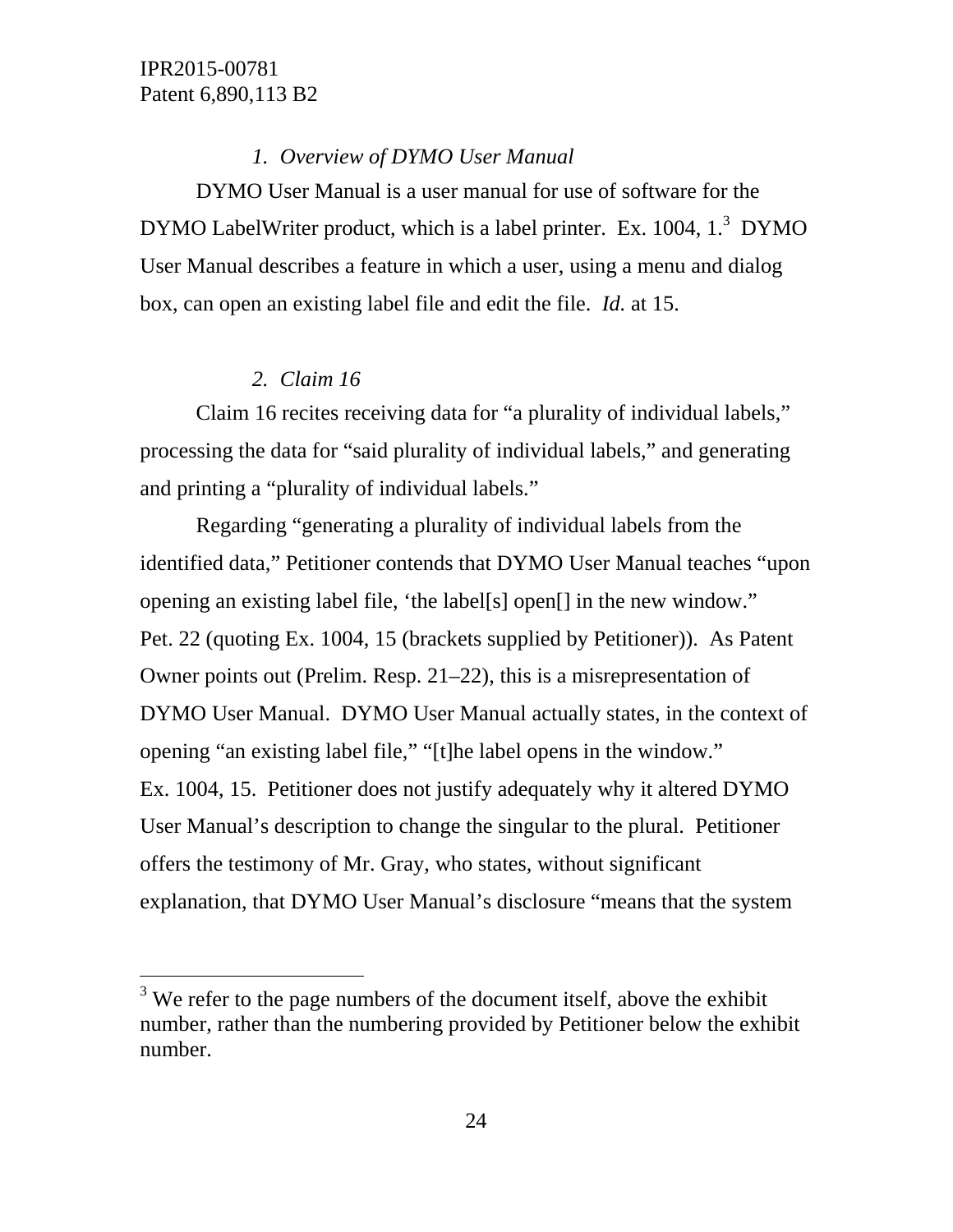### *1. Overview of DYMO User Manual*

DYMO User Manual is a user manual for use of software for the DYMO LabelWriter product, which is a label printer. Ex. 1004, 1.[3] DYMO User Manual describes a feature in which a user, using a menu and dialog box, can open an existing label file and edit the file. *Id.* at 15.

### *2. Claim 16*

Claim 16 recites receiving data for "a plurality of individual labels," processing the data for "said plurality of individual labels," and generating and printing a "plurality of individual labels."

Regarding "generating a plurality of individual labels from the identified data," Petitioner contends that DYMO User Manual teaches "upon opening an existing label file, 'the label[s] open[] in the new window." Pet. 22 (quoting Ex. 1004, 15 (brackets supplied by Petitioner)). As Patent Owner points out (Prelim. Resp. 21–22), this is a misrepresentation of DYMO User Manual. DYMO User Manual actually states, in the context of opening "an existing label file," "[t]he label opens in the window." Ex. 1004, 15. Petitioner does not justify adequately why it altered DYMO User Manual's description to change the singular to the plural. Petitioner offers the testimony of Mr. Gray, who states, without significant explanation, that DYMO User Manual's disclosure "means that the system

---

[3] We refer to the page numbers of the document itself, above the exhibit number, rather than the numbering provided by Petitioner below the exhibit number.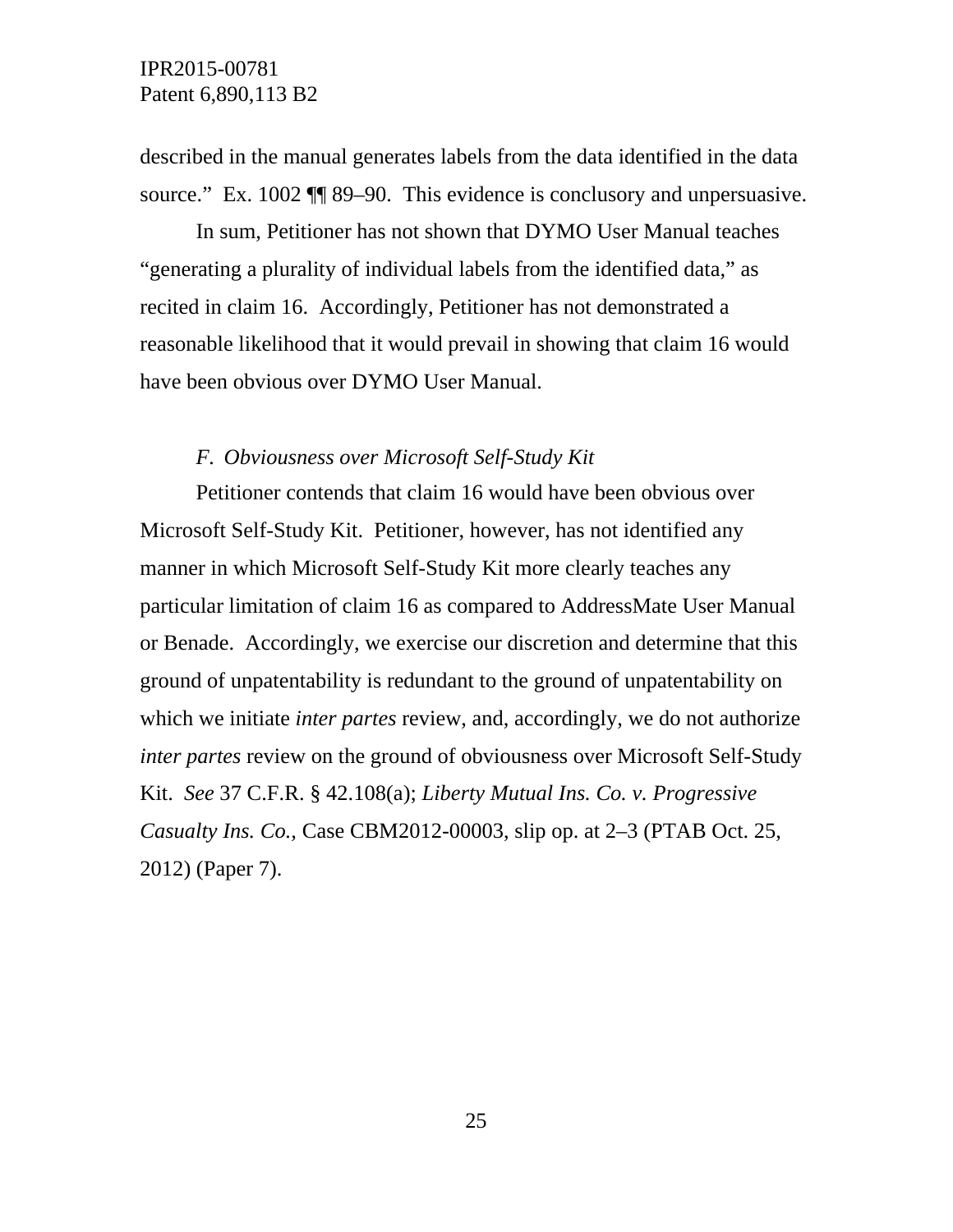described in the manual generates labels from the data identified in the data source." Ex. 1002 ¶¶ 89–90. This evidence is conclusory and unpersuasive.

In sum, Petitioner has not shown that DYMO User Manual teaches "generating a plurality of individual labels from the identified data," as recited in claim 16. Accordingly, Petitioner has not demonstrated a reasonable likelihood that it would prevail in showing that claim 16 would have been obvious over DYMO User Manual.

### *F. Obviousness over Microsoft Self-Study Kit*

Petitioner contends that claim 16 would have been obvious over Microsoft Self-Study Kit. Petitioner, however, has not identified any manner in which Microsoft Self-Study Kit more clearly teaches any particular limitation of claim 16 as compared to AddressMate User Manual or Benade. Accordingly, we exercise our discretion and determine that this ground of unpatentability is redundant to the ground of unpatentability on which we initiate *inter partes* review, and, accordingly, we do not authorize *inter partes* review on the ground of obviousness over Microsoft Self-Study Kit. *See* 37 C.F.R. § 42.108(a); *Liberty Mutual Ins. Co. v. Progressive Casualty Ins. Co.*, Case CBM2012-00003, slip op. at 2–3 (PTAB Oct. 25, 2012) (Paper 7).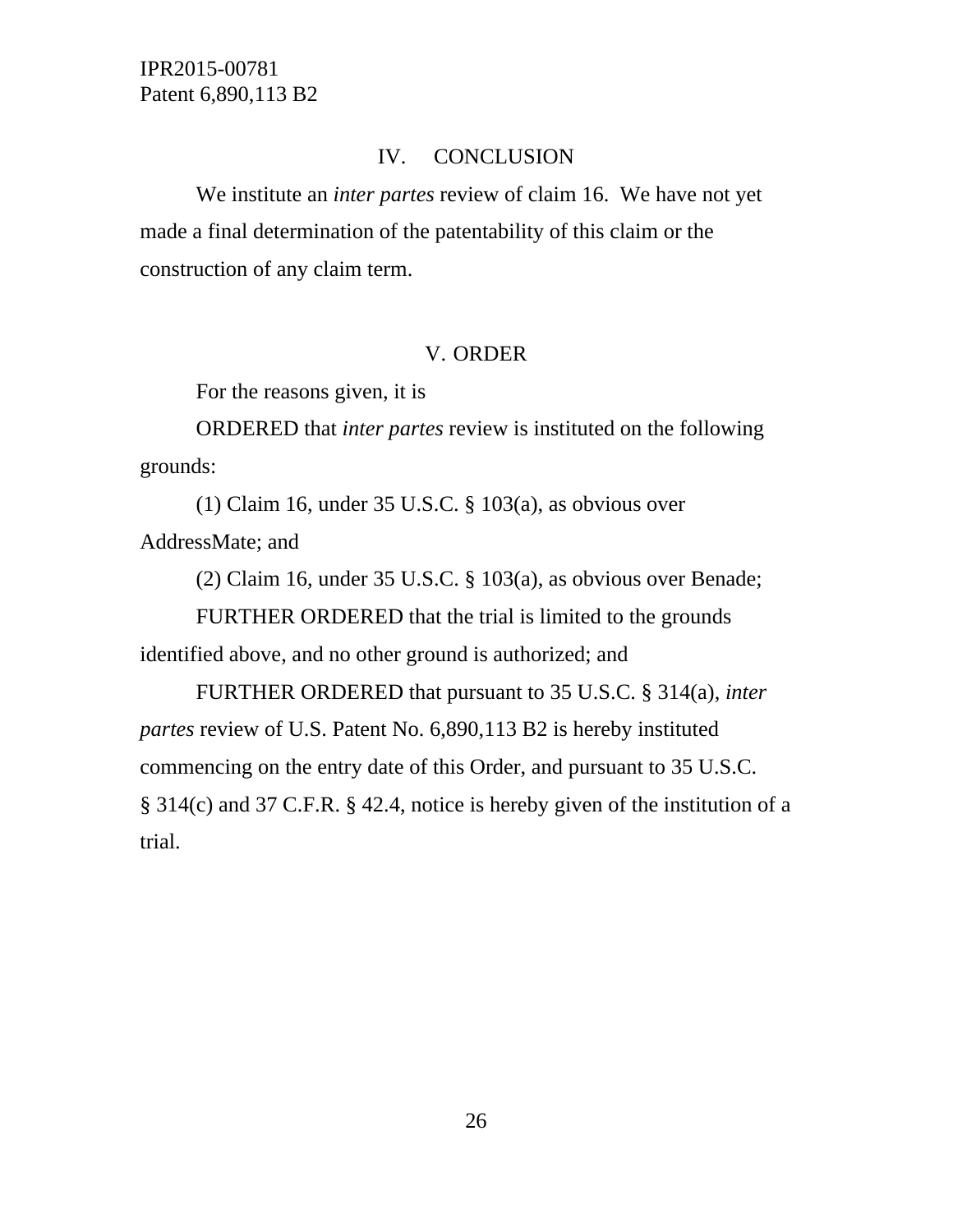## IV. CONCLUSION

We institute an *inter partes* review of claim 16. We have not yet made a final determination of the patentability of this claim or the construction of any claim term.

## V. ORDER

For the reasons given, it is

ORDERED that *inter partes* review is instituted on the following grounds:

(1) Claim 16, under 35 U.S.C. § 103(a), as obvious over AddressMate; and

(2) Claim 16, under 35 U.S.C. § 103(a), as obvious over Benade;

FURTHER ORDERED that the trial is limited to the grounds identified above, and no other ground is authorized; and

FURTHER ORDERED that pursuant to 35 U.S.C. § 314(a), *inter partes* review of U.S. Patent No. 6,890,113 B2 is hereby instituted commencing on the entry date of this Order, and pursuant to 35 U.S.C. § 314(c) and 37 C.F.R. § 42.4, notice is hereby given of the institution of a trial.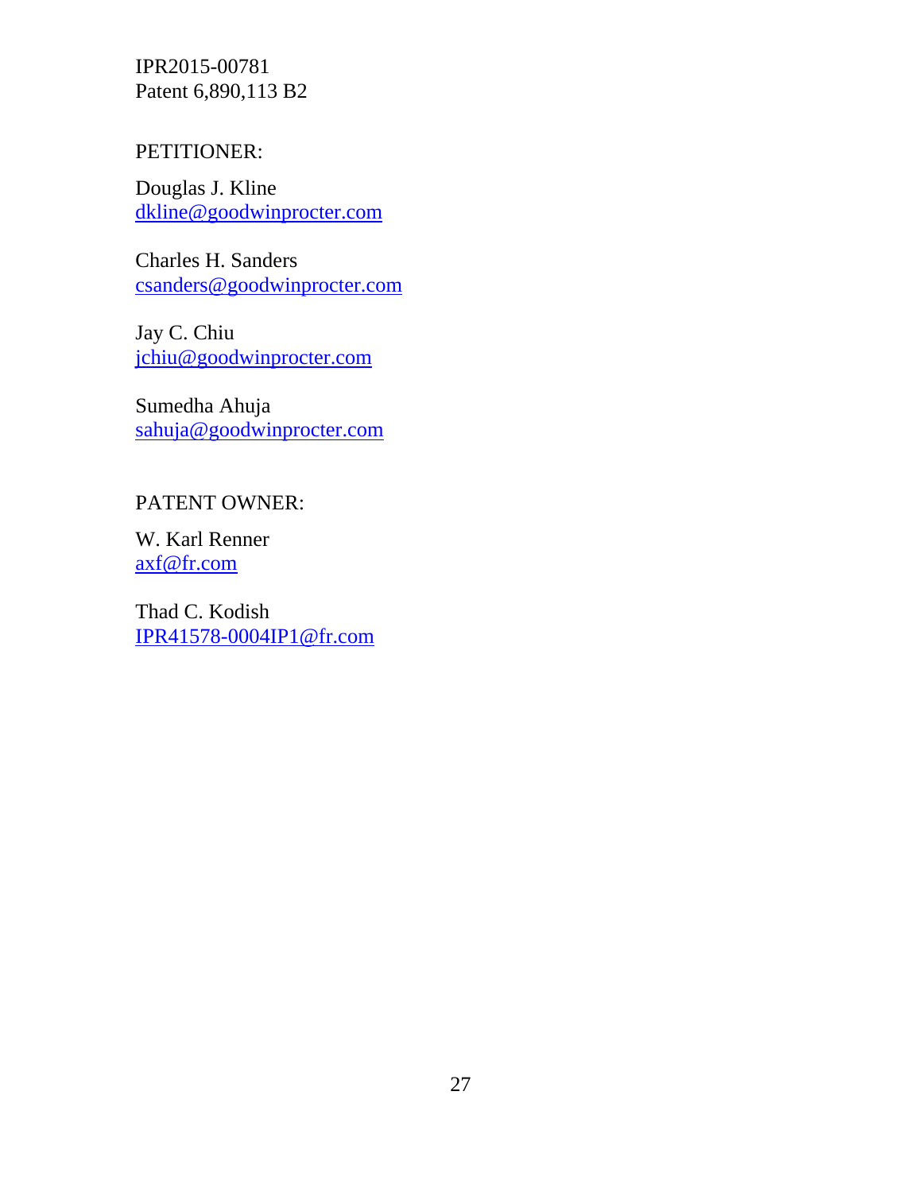IPR2015-00781
Patent 6,890,113 B2

PETITIONER:

Douglas J. Kline
dkline@goodwinprocter.com

Charles H. Sanders
csanders@goodwinprocter.com

Jay C. Chiu
jchiu@goodwinprocter.com

Sumedha Ahuja
sahuja@goodwinprocter.com

PATENT OWNER:

W. Karl Renner
axf@fr.com

Thad C. Kodish
IPR41578-0004IP1@fr.com